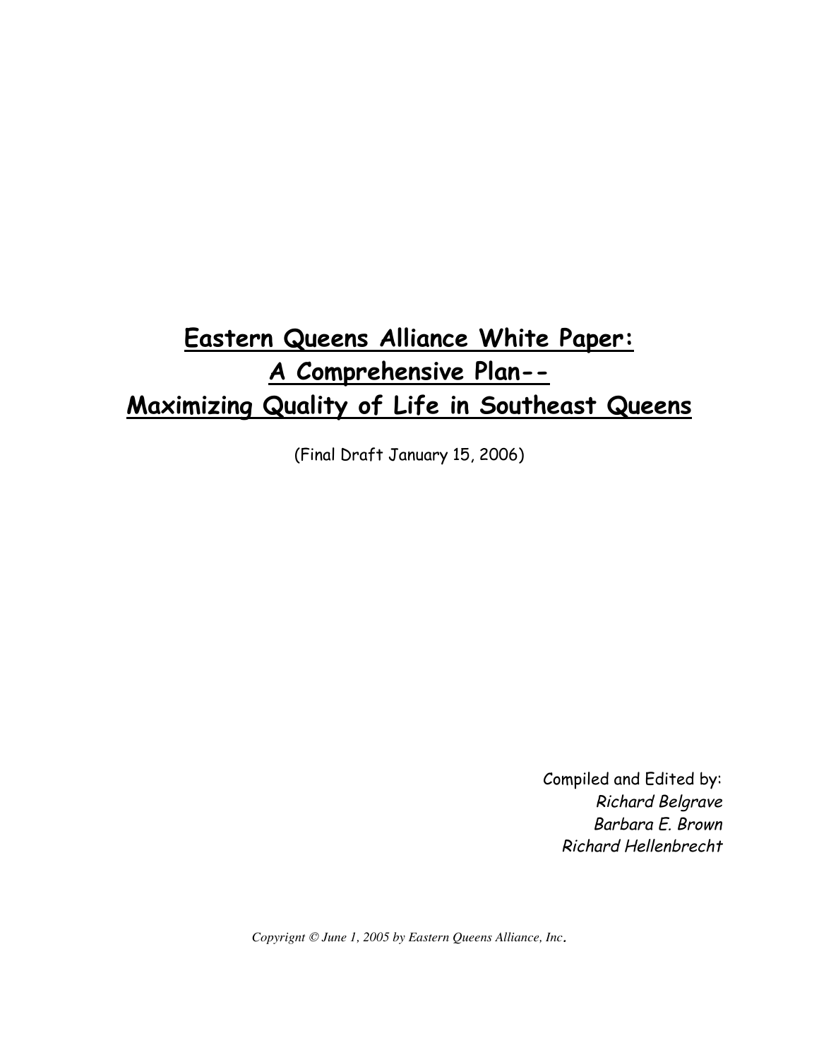# Eastern Queens Alliance White Paper: A Comprehensive Plan-- Maximizing Quality of Life in Southeast Queens

(Final Draft January 15, 2006)

Compiled and Edited by:
*Richard Belgrave*
*Barbara E. Brown*
*Richard Hellenbrecht*

*Copyrignt © June 1, 2005 by Eastern Queens Alliance, Inc.*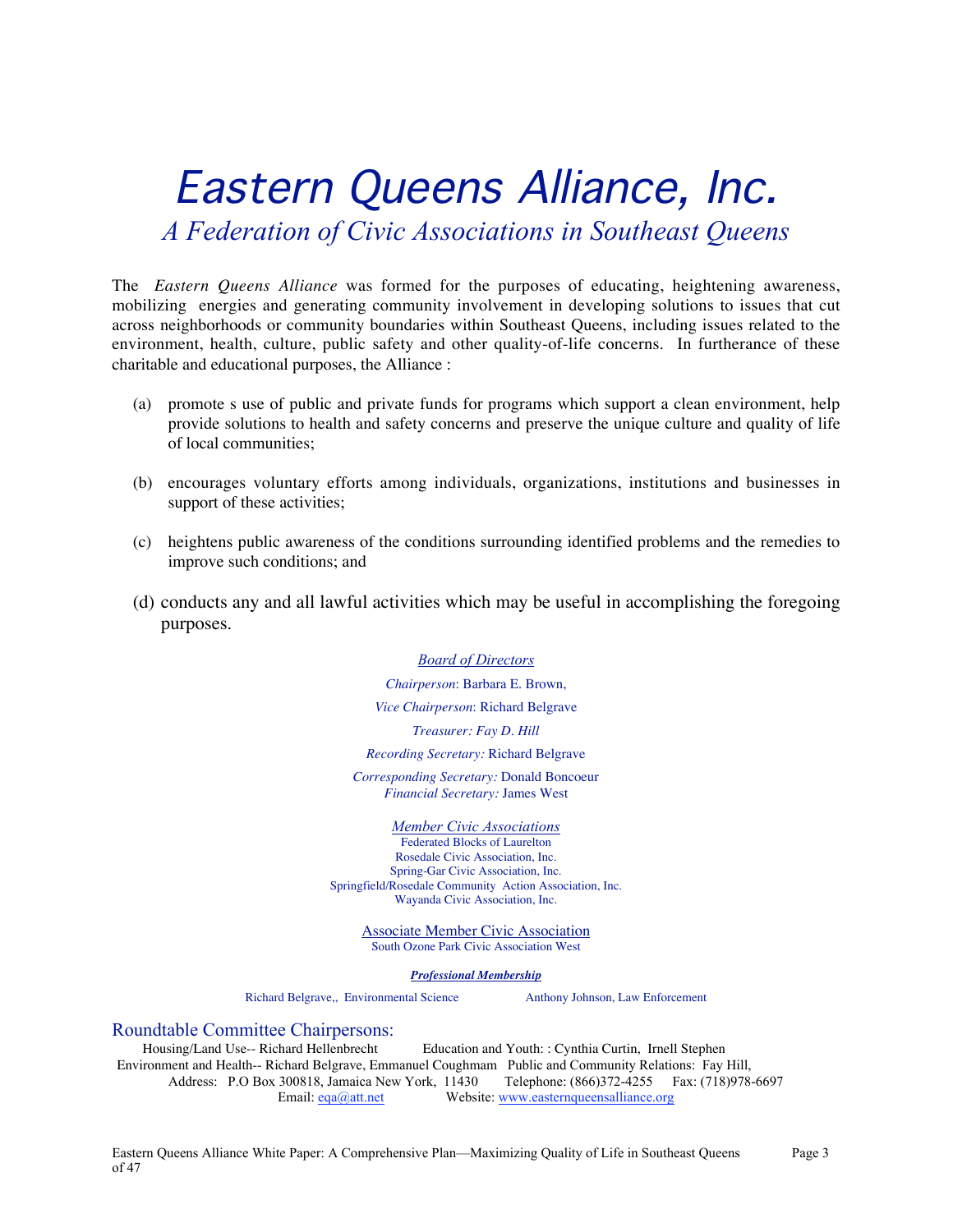# Eastern Queens Alliance, Inc.

## *A Federation of Civic Associations in Southeast Queens*

The *Eastern Queens Alliance* was formed for the purposes of educating, heightening awareness, mobilizing energies and generating community involvement in developing solutions to issues that cut across neighborhoods or community boundaries within Southeast Queens, including issues related to the environment, health, culture, public safety and other quality-of-life concerns. In furtherance of these charitable and educational purposes, the Alliance :

(a) promote s use of public and private funds for programs which support a clean environment, help provide solutions to health and safety concerns and preserve the unique culture and quality of life of local communities;

(b) encourages voluntary efforts among individuals, organizations, institutions and businesses in support of these activities;

(c) heightens public awareness of the conditions surrounding identified problems and the remedies to improve such conditions; and

(d) conducts any and all lawful activities which may be useful in accomplishing the foregoing purposes.

*Board of Directors*

*Chairperson*: Barbara E. Brown,

*Vice Chairperson*: Richard Belgrave

*Treasurer: Fay D. Hill*

*Recording Secretary:* Richard Belgrave

*Corresponding Secretary:* Donald Boncoeur

*Financial Secretary:* James West

*Member Civic Associations*

Federated Blocks of Laurelton

Rosedale Civic Association, Inc.

Spring-Gar Civic Association, Inc.

Springfield/Rosedale Community Action Association, Inc.

Wayanda Civic Association, Inc.

Associate Member Civic Association

South Ozone Park Civic Association West

***Professional Membership***

Richard Belgrave,, Environmental Science

Anthony Johnson, Law Enforcement

Roundtable Committee Chairpersons:

Housing/Land Use-- Richard Hellenbrecht

Education and Youth: : Cynthia Curtin, Irnell Stephen

Environment and Health-- Richard Belgrave, Emmanuel Coughmam

Public and Community Relations: Fay Hill,

Address: P.O Box 300818, Jamaica New York, 11430 Telephone: (866)372-4255 Fax: (718)978-6697

Email: eqa@att.net Website: www.easternqueensalliance.org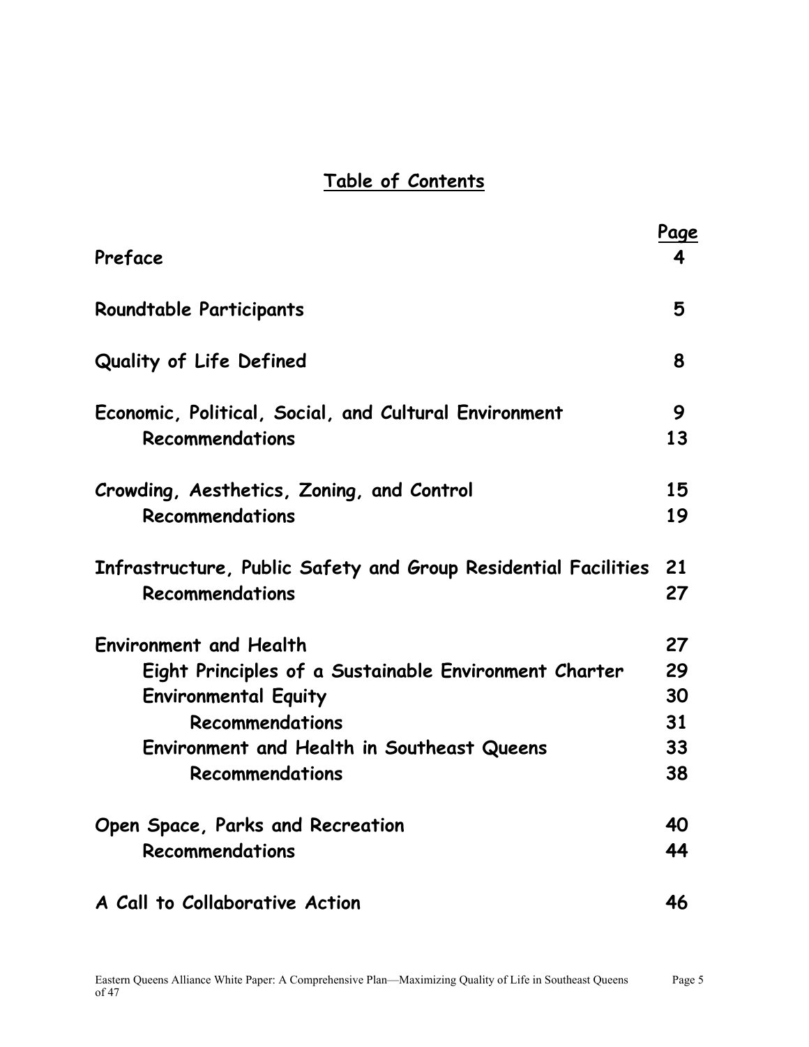# Table of Contents

| | Page |
|---|---|
| **Preface** | **4** |
| **Roundtable Participants** | **5** |
| **Quality of Life Defined** | **8** |
| **Economic, Political, Social, and Cultural Environment** | **9** |
| **Recommendations** | **13** |
| **Crowding, Aesthetics, Zoning, and Control** | **15** |
| **Recommendations** | **19** |
| **Infrastructure, Public Safety and Group Residential Facilities** | **21** |
| **Recommendations** | **27** |
| **Environment and Health** | **27** |
| **Eight Principles of a Sustainable Environment Charter** | **29** |
| **Environmental Equity** | **30** |
| **Recommendations** | **31** |
| **Environment and Health in Southeast Queens** | **33** |
| **Recommendations** | **38** |
| **Open Space, Parks and Recreation** | **40** |
| **Recommendations** | **44** |
| **A Call to Collaborative Action** | **46** |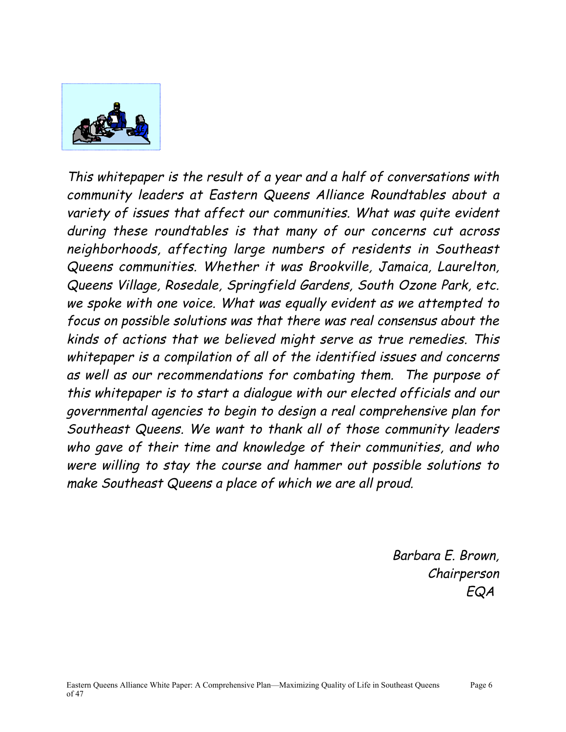*This whitepaper is the result of a year and a half of conversations with community leaders at Eastern Queens Alliance Roundtables about a variety of issues that affect our communities. What was quite evident during these roundtables is that many of our concerns cut across neighborhoods, affecting large numbers of residents in Southeast Queens communities. Whether it was Brookville, Jamaica, Laurelton, Queens Village, Rosedale, Springfield Gardens, South Ozone Park, etc. we spoke with one voice. What was equally evident as we attempted to focus on possible solutions was that there was real consensus about the kinds of actions that we believed might serve as true remedies. This whitepaper is a compilation of all of the identified issues and concerns as well as our recommendations for combating them. The purpose of this whitepaper is to start a dialogue with our elected officials and our governmental agencies to begin to design a real comprehensive plan for Southeast Queens. We want to thank all of those community leaders who gave of their time and knowledge of their communities, and who were willing to stay the course and hammer out possible solutions to make Southeast Queens a place of which we are all proud.*

*Barbara E. Brown,*
*Chairperson*
*EQA*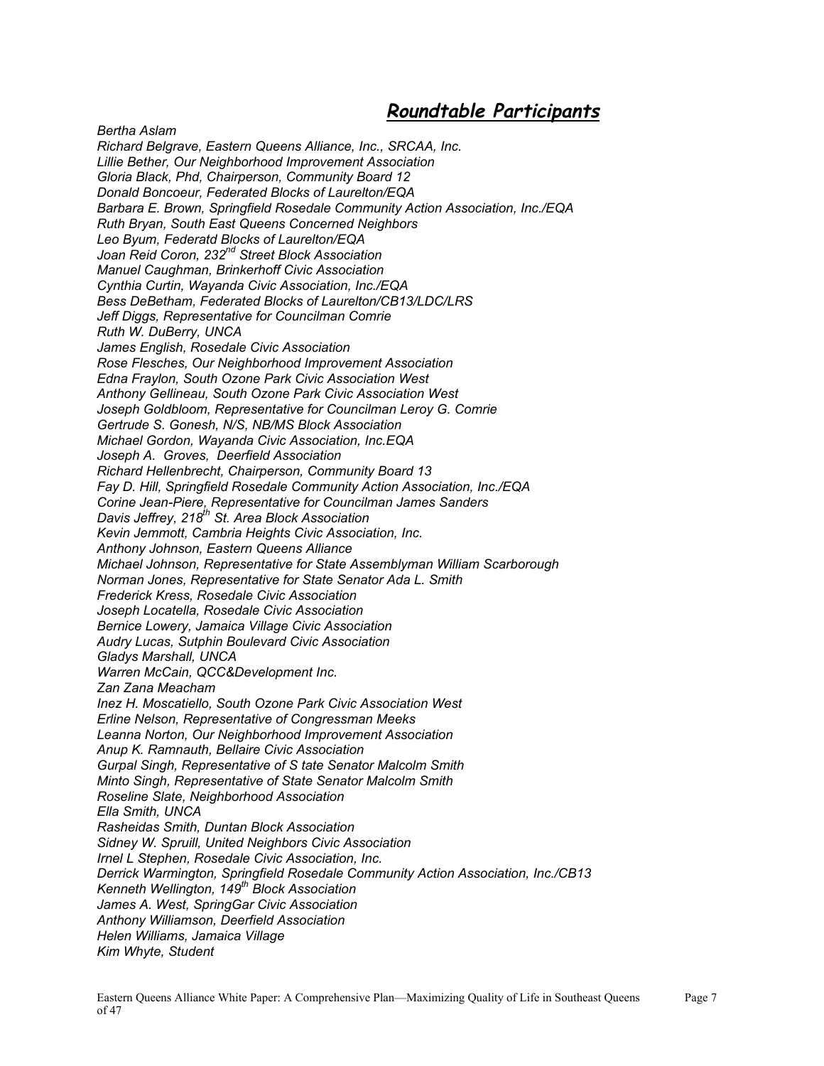## ***Roundtable Participants***

*Bertha Aslam*
*Richard Belgrave, Eastern Queens Alliance, Inc., SRCAA, Inc.*
*Lillie Bether, Our Neighborhood Improvement Association*
*Gloria Black, Phd, Chairperson, Community Board 12*
*Donald Boncoeur, Federated Blocks of Laurelton/EQA*
*Barbara E. Brown, Springfield Rosedale Community Action Association, Inc./EQA*
*Ruth Bryan, South East Queens Concerned Neighbors*
*Leo Byum, Federatd Blocks of Laurelton/EQA*
*Joan Reid Coron, 232nd Street Block Association*
*Manuel Caughman, Brinkerhoff Civic Association*
*Cynthia Curtin, Wayanda Civic Association, Inc./EQA*
*Bess DeBetham, Federated Blocks of Laurelton/CB13/LDC/LRS*
*Jeff Diggs, Representative for Councilman Comrie*
*Ruth W. DuBerry, UNCA*
*James English, Rosedale Civic Association*
*Rose Flesches, Our Neighborhood Improvement Association*
*Edna Fraylon, South Ozone Park Civic Association West*
*Anthony Gellineau, South Ozone Park Civic Association West*
*Joseph Goldbloom, Representative for Councilman Leroy G. Comrie*
*Gertrude S. Gonesh, N/S, NB/MS Block Association*
*Michael Gordon, Wayanda Civic Association, Inc.EQA*
*Joseph A. Groves, Deerfield Association*
*Richard Hellenbrecht, Chairperson, Community Board 13*
*Fay D. Hill, Springfield Rosedale Community Action Association, Inc./EQA*
*Corine Jean-Piere, Representative for Councilman James Sanders*
*Davis Jeffrey, 218th St. Area Block Association*
*Kevin Jemmott, Cambria Heights Civic Association, Inc.*
*Anthony Johnson, Eastern Queens Alliance*
*Michael Johnson, Representative for State Assemblyman William Scarborough*
*Norman Jones, Representative for State Senator Ada L. Smith*
*Frederick Kress, Rosedale Civic Association*
*Joseph Locatella, Rosedale Civic Association*
*Bernice Lowery, Jamaica Village Civic Association*
*Audry Lucas, Sutphin Boulevard Civic Association*
*Gladys Marshall, UNCA*
*Warren McCain, QCC&Development Inc.*
*Zan Zana Meacham*
*Inez H. Moscatiello, South Ozone Park Civic Association West*
*Erline Nelson, Representative of Congressman Meeks*
*Leanna Norton, Our Neighborhood Improvement Association*
*Anup K. Ramnauth, Bellaire Civic Association*
*Gurpal Singh, Representative of S tate Senator Malcolm Smith*
*Minto Singh, Representative of State Senator Malcolm Smith*
*Roseline Slate, Neighborhood Association*
*Ella Smith, UNCA*
*Rasheidas Smith, Duntan Block Association*
*Sidney W. Spruill, United Neighbors Civic Association*
*Irnel L Stephen, Rosedale Civic Association, Inc.*
*Derrick Warmington, Springfield Rosedale Community Action Association, Inc./CB13*
*Kenneth Wellington, 149th Block Association*
*James A. West, SpringGar Civic Association*
*Anthony Williamson, Deerfield Association*
*Helen Williams, Jamaica Village*
*Kim Whyte, Student*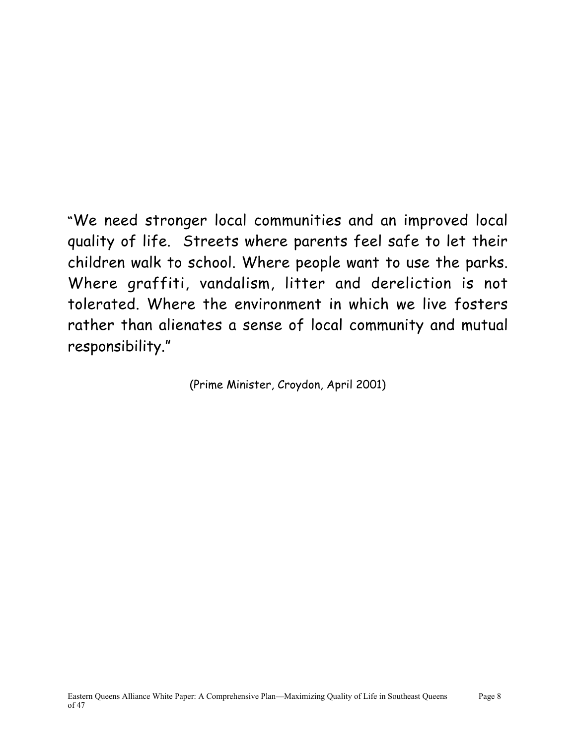"We need stronger local communities and an improved local quality of life. Streets where parents feel safe to let their children walk to school. Where people want to use the parks. Where graffiti, vandalism, litter and dereliction is not tolerated. Where the environment in which we live fosters rather than alienates a sense of local community and mutual responsibility."

(Prime Minister, Croydon, April 2001)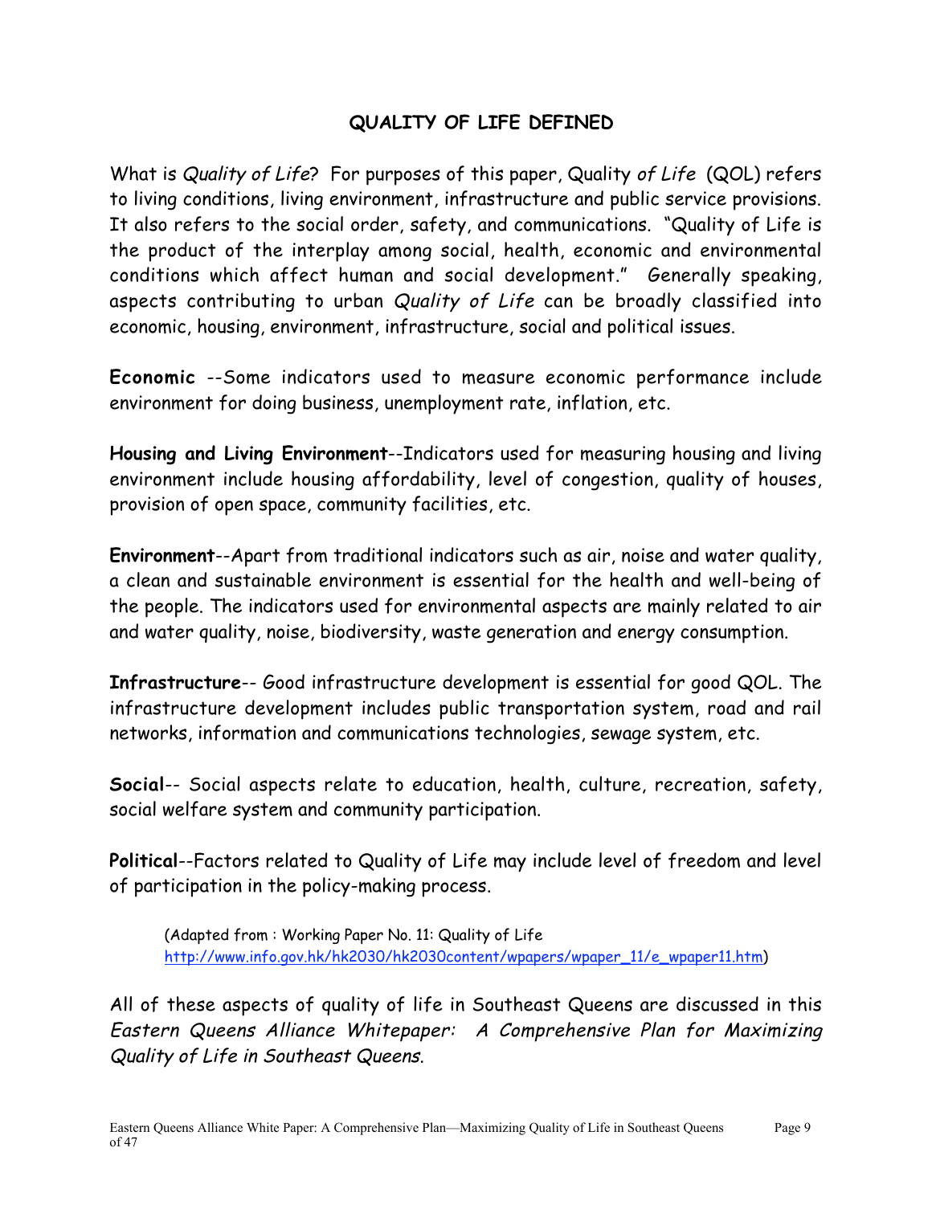## QUALITY OF LIFE DEFINED

What is *Quality of Life*? For purposes of this paper, Quality *of Life* (QOL) refers to living conditions, living environment, infrastructure and public service provisions. It also refers to the social order, safety, and communications. "Quality of Life is the product of the interplay among social, health, economic and environmental conditions which affect human and social development." Generally speaking, aspects contributing to urban *Quality of Life* can be broadly classified into economic, housing, environment, infrastructure, social and political issues.

**Economic** --Some indicators used to measure economic performance include environment for doing business, unemployment rate, inflation, etc.

**Housing and Living Environment**--Indicators used for measuring housing and living environment include housing affordability, level of congestion, quality of houses, provision of open space, community facilities, etc.

**Environment**--Apart from traditional indicators such as air, noise and water quality, a clean and sustainable environment is essential for the health and well-being of the people. The indicators used for environmental aspects are mainly related to air and water quality, noise, biodiversity, waste generation and energy consumption.

**Infrastructure**-- Good infrastructure development is essential for good QOL. The infrastructure development includes public transportation system, road and rail networks, information and communications technologies, sewage system, etc.

**Social**-- Social aspects relate to education, health, culture, recreation, safety, social welfare system and community participation.

**Political**--Factors related to Quality of Life may include level of freedom and level of participation in the policy-making process.

> (Adapted from : Working Paper No. 11: Quality of Life http://www.info.gov.hk/hk2030/hk2030content/wpapers/wpaper_11/e_wpaper11.htm)

All of these aspects of quality of life in Southeast Queens are discussed in this *Eastern Queens Alliance Whitepaper: A Comprehensive Plan for Maximizing Quality of Life in Southeast Queens*.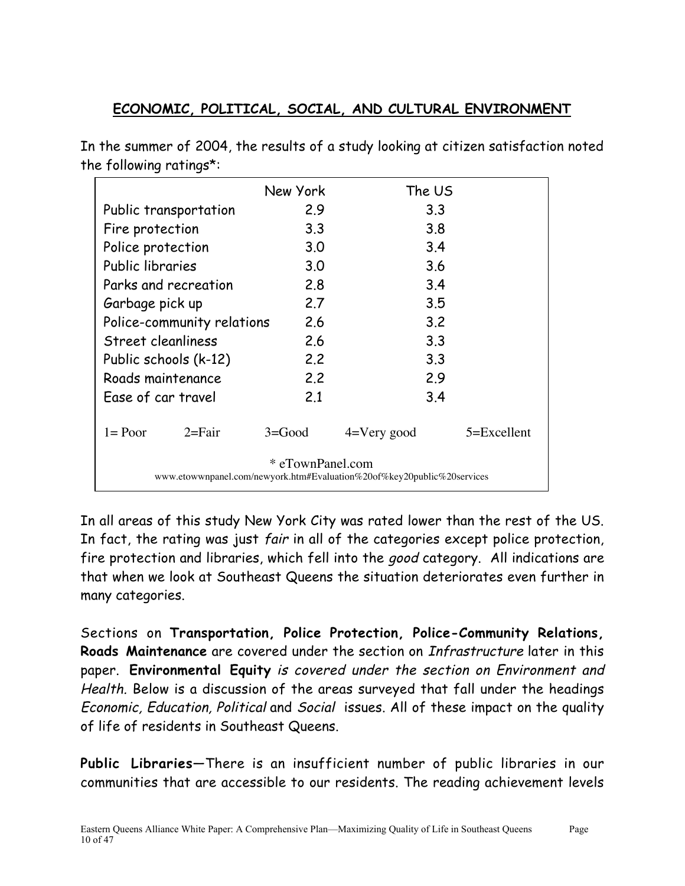## ECONOMIC, POLITICAL, SOCIAL, AND CULTURAL ENVIRONMENT

In the summer of 2004, the results of a study looking at citizen satisfaction noted the following ratings*:

| | New York | The US |
|---|---|---|
| Public transportation | 2.9 | 3.3 |
| Fire protection | 3.3 | 3.8 |
| Police protection | 3.0 | 3.4 |
| Public libraries | 3.0 | 3.6 |
| Parks and recreation | 2.8 | 3.4 |
| Garbage pick up | 2.7 | 3.5 |
| Police-community relations | 2.6 | 3.2 |
| Street cleanliness | 2.6 | 3.3 |
| Public schools (k-12) | 2.2 | 3.3 |
| Roads maintenance | 2.2 | 2.9 |
| Ease of car travel | 2.1 | 3.4 |

1= Poor 2=Fair 3=Good 4=Very good 5=Excellent

\* eTownPanel.com
www.etowwnpanel.com/newyork.htm#Evaluation%20of%key20public%20services

In all areas of this study New York City was rated lower than the rest of the US. In fact, the rating was just *fair* in all of the categories except police protection, fire protection and libraries, which fell into the *good* category. All indications are that when we look at Southeast Queens the situation deteriorates even further in many categories.

Sections on **Transportation, Police Protection, Police-Community Relations, Roads Maintenance** are covered under the section on *Infrastructure* later in this paper. **Environmental Equity** *is covered under the section on Environment and Health.* Below is a discussion of the areas surveyed that fall under the headings *Economic, Education, Political* and *Social* issues. All of these impact on the quality of life of residents in Southeast Queens.

**Public Libraries**—There is an insufficient number of public libraries in our communities that are accessible to our residents. The reading achievement levels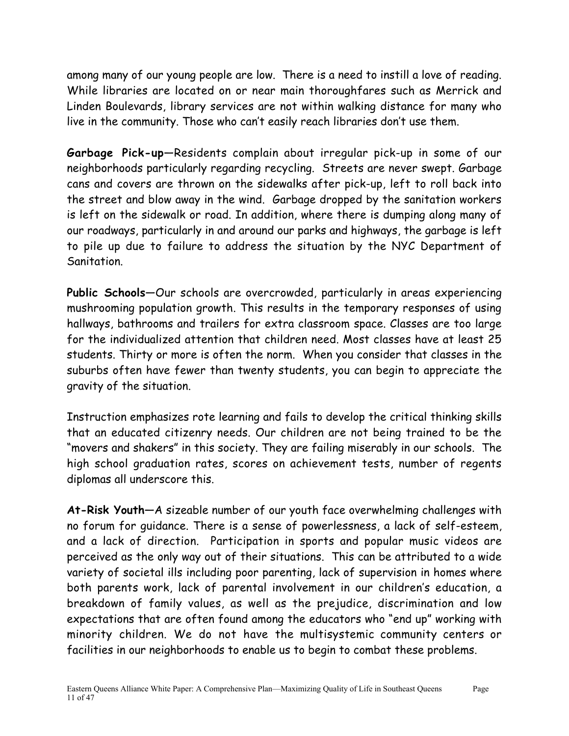among many of our young people are low. There is a need to instill a love of reading. While libraries are located on or near main thoroughfares such as Merrick and Linden Boulevards, library services are not within walking distance for many who live in the community. Those who can't easily reach libraries don't use them.

**Garbage Pick-up**—Residents complain about irregular pick-up in some of our neighborhoods particularly regarding recycling. Streets are never swept. Garbage cans and covers are thrown on the sidewalks after pick-up, left to roll back into the street and blow away in the wind. Garbage dropped by the sanitation workers is left on the sidewalk or road. In addition, where there is dumping along many of our roadways, particularly in and around our parks and highways, the garbage is left to pile up due to failure to address the situation by the NYC Department of Sanitation.

**Public Schools**—Our schools are overcrowded, particularly in areas experiencing mushrooming population growth. This results in the temporary responses of using hallways, bathrooms and trailers for extra classroom space. Classes are too large for the individualized attention that children need. Most classes have at least 25 students. Thirty or more is often the norm. When you consider that classes in the suburbs often have fewer than twenty students, you can begin to appreciate the gravity of the situation.

Instruction emphasizes rote learning and fails to develop the critical thinking skills that an educated citizenry needs. Our children are not being trained to be the "movers and shakers" in this society. They are failing miserably in our schools. The high school graduation rates, scores on achievement tests, number of regents diplomas all underscore this.

**At-Risk Youth**—A sizeable number of our youth face overwhelming challenges with no forum for guidance. There is a sense of powerlessness, a lack of self-esteem, and a lack of direction. Participation in sports and popular music videos are perceived as the only way out of their situations. This can be attributed to a wide variety of societal ills including poor parenting, lack of supervision in homes where both parents work, lack of parental involvement in our children's education, a breakdown of family values, as well as the prejudice, discrimination and low expectations that are often found among the educators who "end up" working with minority children. We do not have the multisystemic community centers or facilities in our neighborhoods to enable us to begin to combat these problems.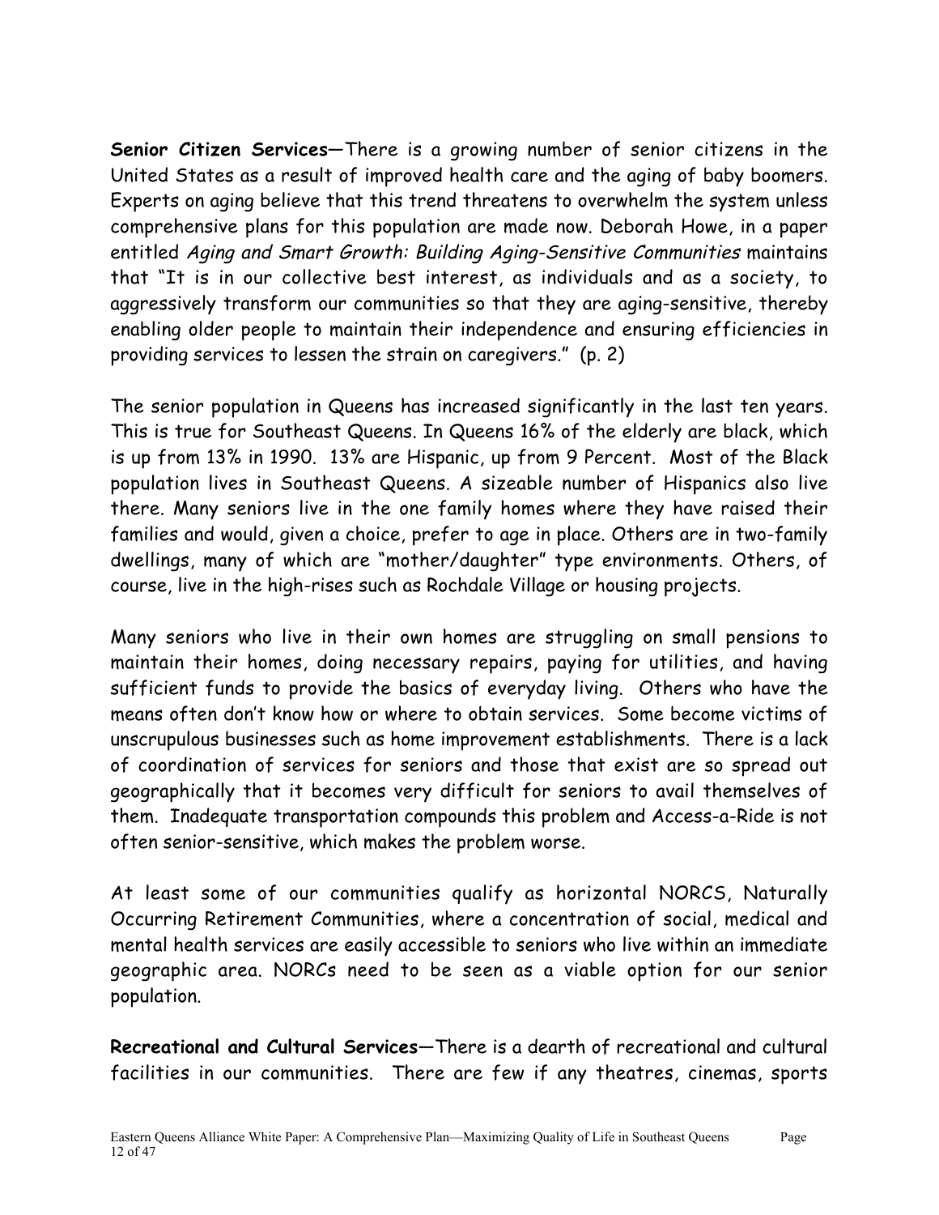**Senior Citizen Services**—There is a growing number of senior citizens in the United States as a result of improved health care and the aging of baby boomers. Experts on aging believe that this trend threatens to overwhelm the system unless comprehensive plans for this population are made now. Deborah Howe, in a paper entitled *Aging and Smart Growth: Building Aging-Sensitive Communities* maintains that "It is in our collective best interest, as individuals and as a society, to aggressively transform our communities so that they are aging-sensitive, thereby enabling older people to maintain their independence and ensuring efficiencies in providing services to lessen the strain on caregivers." (p. 2)

The senior population in Queens has increased significantly in the last ten years. This is true for Southeast Queens. In Queens 16% of the elderly are black, which is up from 13% in 1990. 13% are Hispanic, up from 9 Percent. Most of the Black population lives in Southeast Queens. A sizeable number of Hispanics also live there. Many seniors live in the one family homes where they have raised their families and would, given a choice, prefer to age in place. Others are in two-family dwellings, many of which are "mother/daughter" type environments. Others, of course, live in the high-rises such as Rochdale Village or housing projects.

Many seniors who live in their own homes are struggling on small pensions to maintain their homes, doing necessary repairs, paying for utilities, and having sufficient funds to provide the basics of everyday living. Others who have the means often don't know how or where to obtain services. Some become victims of unscrupulous businesses such as home improvement establishments. There is a lack of coordination of services for seniors and those that exist are so spread out geographically that it becomes very difficult for seniors to avail themselves of them. Inadequate transportation compounds this problem and Access-a-Ride is not often senior-sensitive, which makes the problem worse.

At least some of our communities qualify as horizontal NORCS, Naturally Occurring Retirement Communities, where a concentration of social, medical and mental health services are easily accessible to seniors who live within an immediate geographic area. NORCs need to be seen as a viable option for our senior population.

**Recreational and Cultural Services**—There is a dearth of recreational and cultural facilities in our communities. There are few if any theatres, cinemas, sports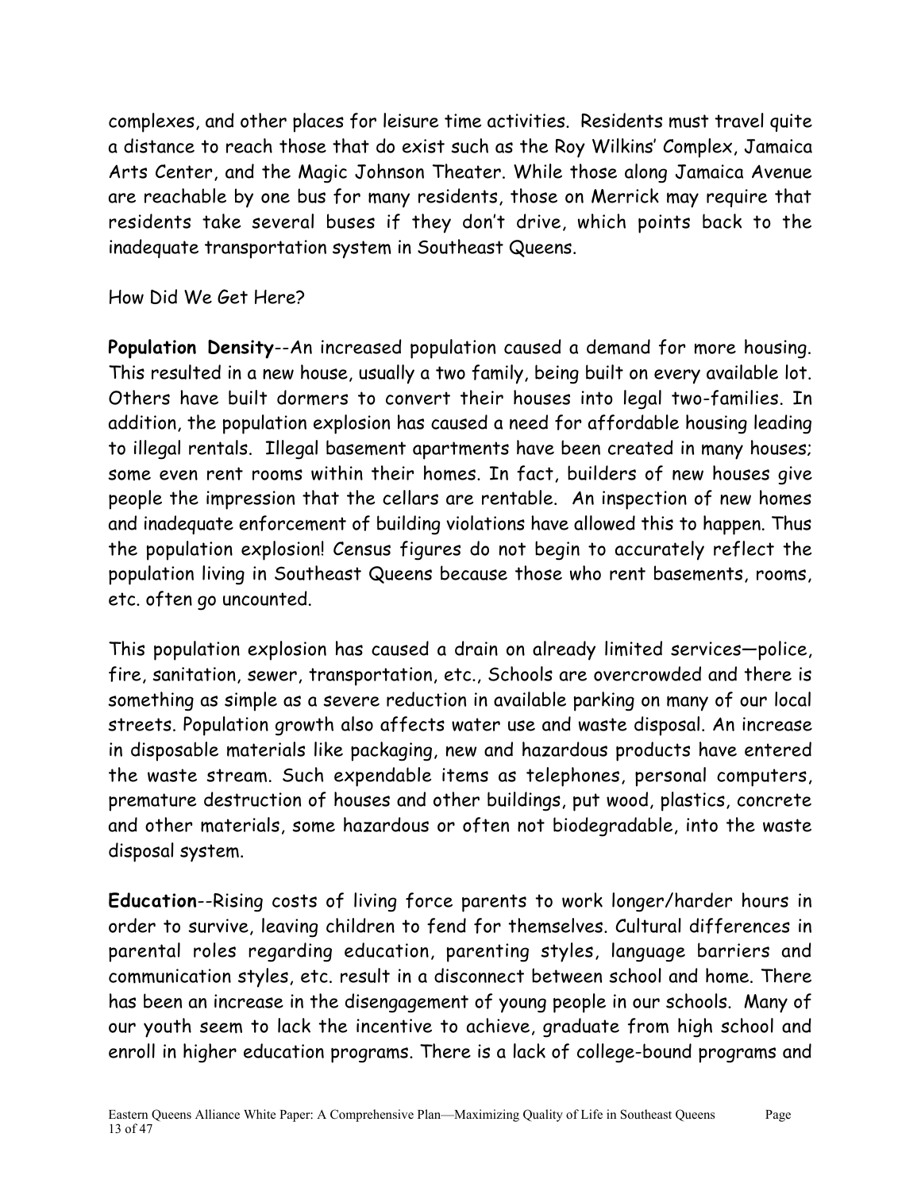complexes, and other places for leisure time activities. Residents must travel quite a distance to reach those that do exist such as the Roy Wilkins' Complex, Jamaica Arts Center, and the Magic Johnson Theater. While those along Jamaica Avenue are reachable by one bus for many residents, those on Merrick may require that residents take several buses if they don't drive, which points back to the inadequate transportation system in Southeast Queens.

How Did We Get Here?

**Population Density**--An increased population caused a demand for more housing. This resulted in a new house, usually a two family, being built on every available lot. Others have built dormers to convert their houses into legal two-families. In addition, the population explosion has caused a need for affordable housing leading to illegal rentals. Illegal basement apartments have been created in many houses; some even rent rooms within their homes. In fact, builders of new houses give people the impression that the cellars are rentable. An inspection of new homes and inadequate enforcement of building violations have allowed this to happen. Thus the population explosion! Census figures do not begin to accurately reflect the population living in Southeast Queens because those who rent basements, rooms, etc. often go uncounted.

This population explosion has caused a drain on already limited services—police, fire, sanitation, sewer, transportation, etc., Schools are overcrowded and there is something as simple as a severe reduction in available parking on many of our local streets. Population growth also affects water use and waste disposal. An increase in disposable materials like packaging, new and hazardous products have entered the waste stream. Such expendable items as telephones, personal computers, premature destruction of houses and other buildings, put wood, plastics, concrete and other materials, some hazardous or often not biodegradable, into the waste disposal system.

**Education**--Rising costs of living force parents to work longer/harder hours in order to survive, leaving children to fend for themselves. Cultural differences in parental roles regarding education, parenting styles, language barriers and communication styles, etc. result in a disconnect between school and home. There has been an increase in the disengagement of young people in our schools. Many of our youth seem to lack the incentive to achieve, graduate from high school and enroll in higher education programs. There is a lack of college-bound programs and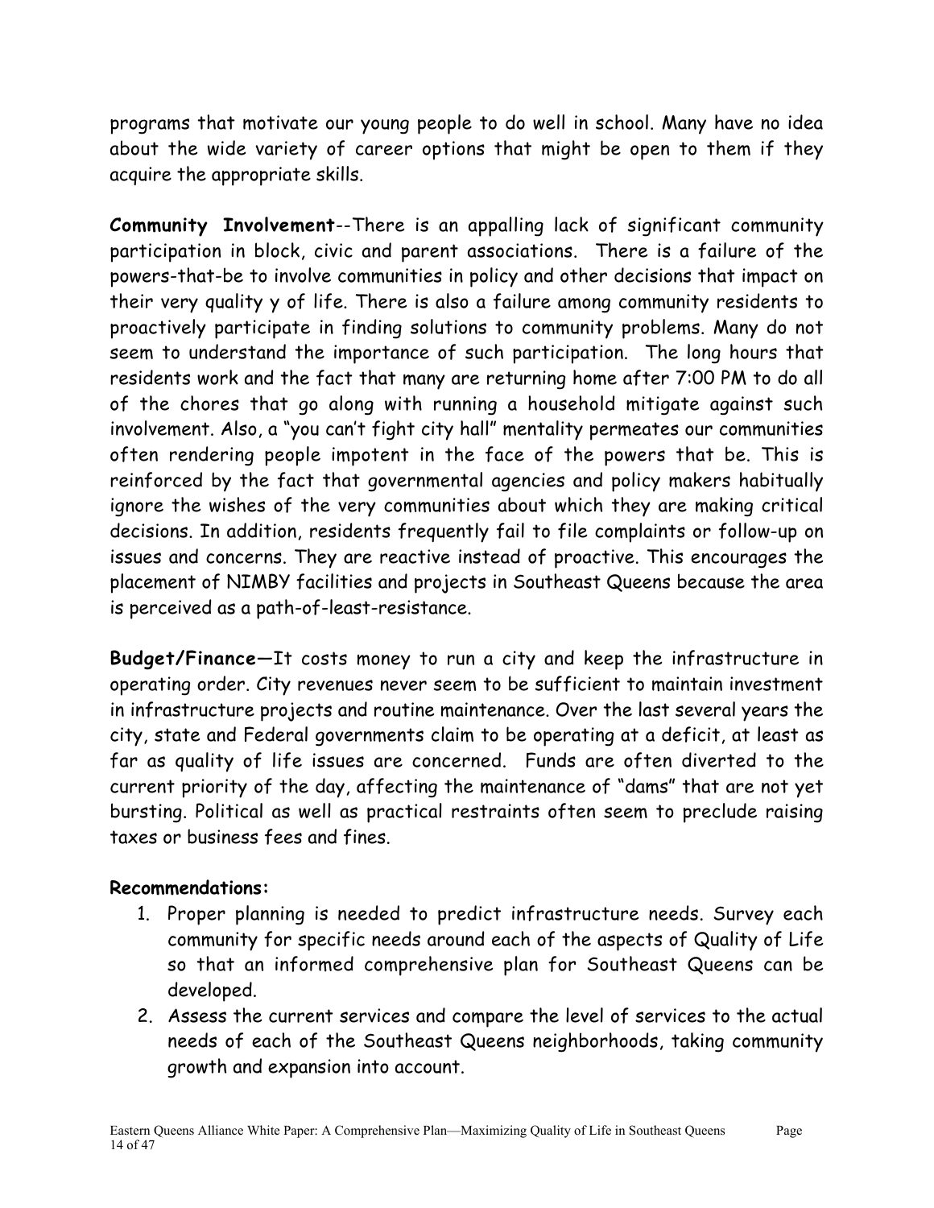programs that motivate our young people to do well in school. Many have no idea about the wide variety of career options that might be open to them if they acquire the appropriate skills.

**Community Involvement**--There is an appalling lack of significant community participation in block, civic and parent associations. There is a failure of the powers-that-be to involve communities in policy and other decisions that impact on their very quality y of life. There is also a failure among community residents to proactively participate in finding solutions to community problems. Many do not seem to understand the importance of such participation. The long hours that residents work and the fact that many are returning home after 7:00 PM to do all of the chores that go along with running a household mitigate against such involvement. Also, a "you can't fight city hall" mentality permeates our communities often rendering people impotent in the face of the powers that be. This is reinforced by the fact that governmental agencies and policy makers habitually ignore the wishes of the very communities about which they are making critical decisions. In addition, residents frequently fail to file complaints or follow-up on issues and concerns. They are reactive instead of proactive. This encourages the placement of NIMBY facilities and projects in Southeast Queens because the area is perceived as a path-of-least-resistance.

**Budget/Finance**—It costs money to run a city and keep the infrastructure in operating order. City revenues never seem to be sufficient to maintain investment in infrastructure projects and routine maintenance. Over the last several years the city, state and Federal governments claim to be operating at a deficit, at least as far as quality of life issues are concerned. Funds are often diverted to the current priority of the day, affecting the maintenance of "dams" that are not yet bursting. Political as well as practical restraints often seem to preclude raising taxes or business fees and fines.

**Recommendations:**

1. Proper planning is needed to predict infrastructure needs. Survey each community for specific needs around each of the aspects of Quality of Life so that an informed comprehensive plan for Southeast Queens can be developed.
2. Assess the current services and compare the level of services to the actual needs of each of the Southeast Queens neighborhoods, taking community growth and expansion into account.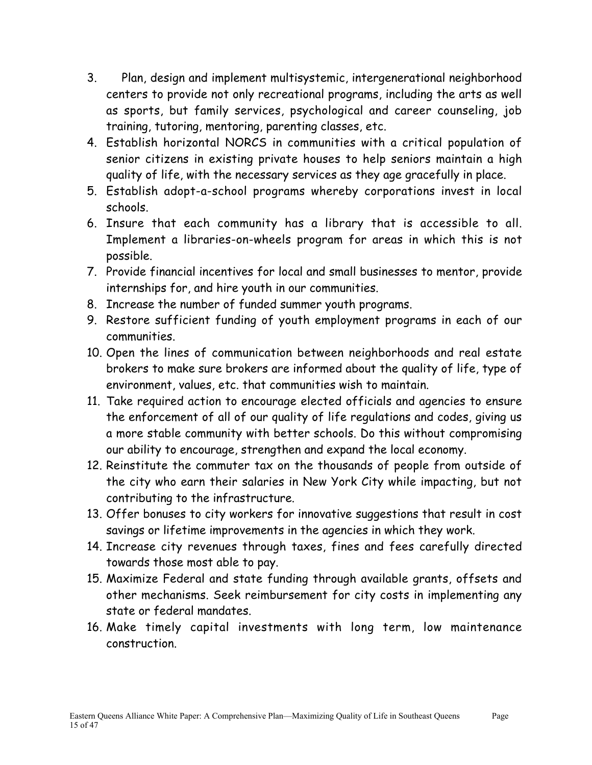3. Plan, design and implement multisystemic, intergenerational neighborhood centers to provide not only recreational programs, including the arts as well as sports, but family services, psychological and career counseling, job training, tutoring, mentoring, parenting classes, etc.
4. Establish horizontal NORCS in communities with a critical population of senior citizens in existing private houses to help seniors maintain a high quality of life, with the necessary services as they age gracefully in place.
5. Establish adopt-a-school programs whereby corporations invest in local schools.
6. Insure that each community has a library that is accessible to all. Implement a libraries-on-wheels program for areas in which this is not possible.
7. Provide financial incentives for local and small businesses to mentor, provide internships for, and hire youth in our communities.
8. Increase the number of funded summer youth programs.
9. Restore sufficient funding of youth employment programs in each of our communities.
10. Open the lines of communication between neighborhoods and real estate brokers to make sure brokers are informed about the quality of life, type of environment, values, etc. that communities wish to maintain.
11. Take required action to encourage elected officials and agencies to ensure the enforcement of all of our quality of life regulations and codes, giving us a more stable community with better schools. Do this without compromising our ability to encourage, strengthen and expand the local economy.
12. Reinstitute the commuter tax on the thousands of people from outside of the city who earn their salaries in New York City while impacting, but not contributing to the infrastructure.
13. Offer bonuses to city workers for innovative suggestions that result in cost savings or lifetime improvements in the agencies in which they work.
14. Increase city revenues through taxes, fines and fees carefully directed towards those most able to pay.
15. Maximize Federal and state funding through available grants, offsets and other mechanisms. Seek reimbursement for city costs in implementing any state or federal mandates.
16. Make timely capital investments with long term, low maintenance construction.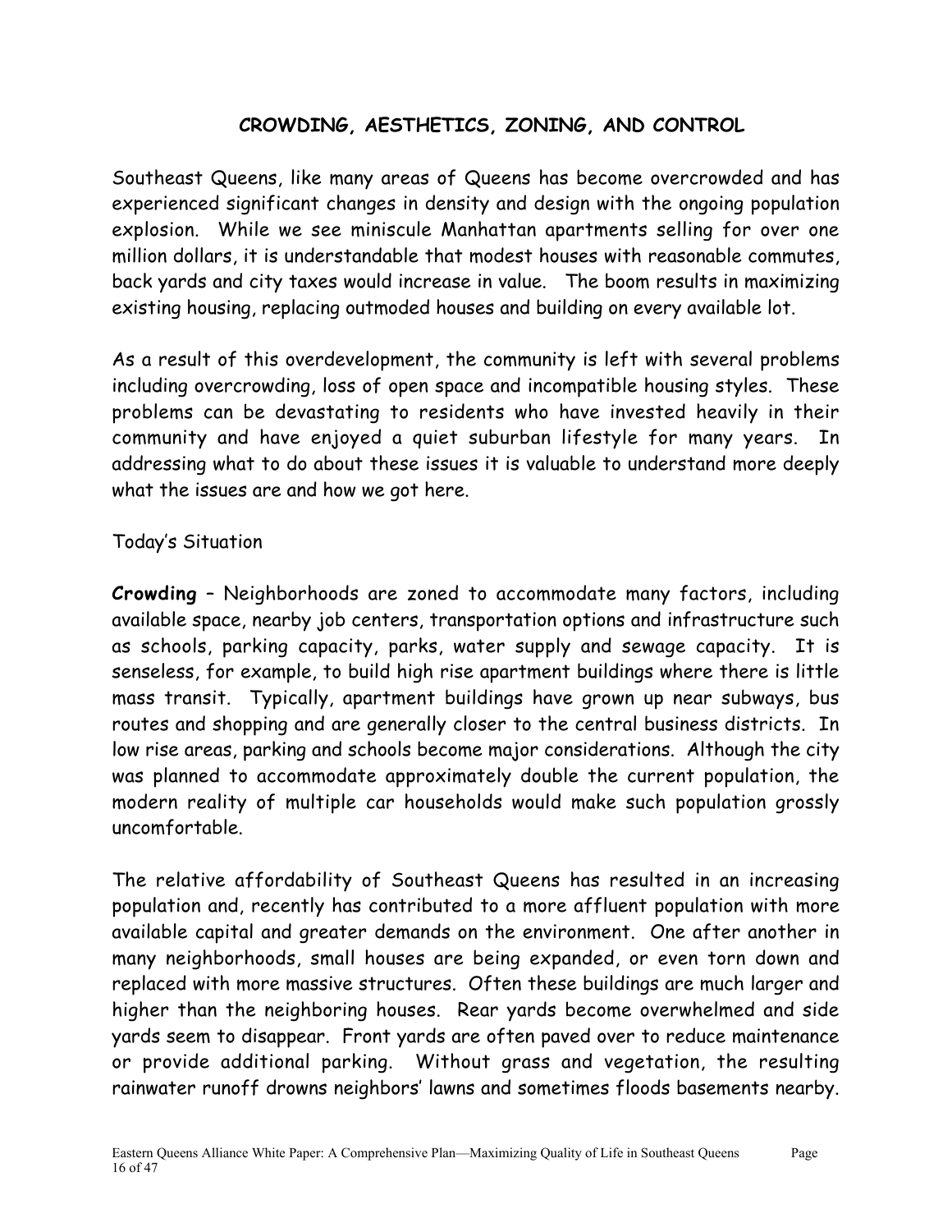## CROWDING, AESTHETICS, ZONING, AND CONTROL

Southeast Queens, like many areas of Queens has become overcrowded and has experienced significant changes in density and design with the ongoing population explosion. While we see miniscule Manhattan apartments selling for over one million dollars, it is understandable that modest houses with reasonable commutes, back yards and city taxes would increase in value. The boom results in maximizing existing housing, replacing outmoded houses and building on every available lot.

As a result of this overdevelopment, the community is left with several problems including overcrowding, loss of open space and incompatible housing styles. These problems can be devastating to residents who have invested heavily in their community and have enjoyed a quiet suburban lifestyle for many years. In addressing what to do about these issues it is valuable to understand more deeply what the issues are and how we got here.

Today's Situation

**Crowding** – Neighborhoods are zoned to accommodate many factors, including available space, nearby job centers, transportation options and infrastructure such as schools, parking capacity, parks, water supply and sewage capacity. It is senseless, for example, to build high rise apartment buildings where there is little mass transit. Typically, apartment buildings have grown up near subways, bus routes and shopping and are generally closer to the central business districts. In low rise areas, parking and schools become major considerations. Although the city was planned to accommodate approximately double the current population, the modern reality of multiple car households would make such population grossly uncomfortable.

The relative affordability of Southeast Queens has resulted in an increasing population and, recently has contributed to a more affluent population with more available capital and greater demands on the environment. One after another in many neighborhoods, small houses are being expanded, or even torn down and replaced with more massive structures. Often these buildings are much larger and higher than the neighboring houses. Rear yards become overwhelmed and side yards seem to disappear. Front yards are often paved over to reduce maintenance or provide additional parking. Without grass and vegetation, the resulting rainwater runoff drowns neighbors' lawns and sometimes floods basements nearby.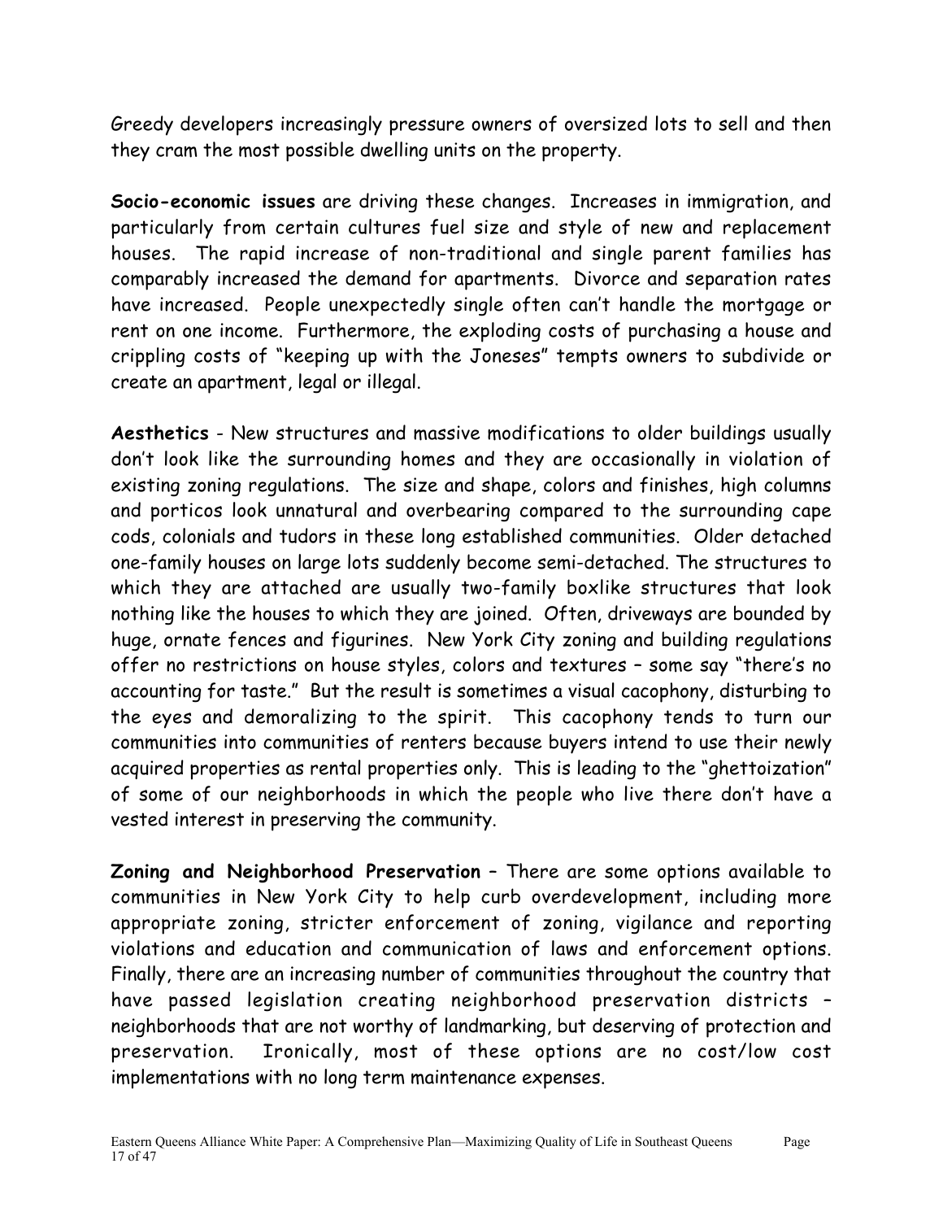Greedy developers increasingly pressure owners of oversized lots to sell and then they cram the most possible dwelling units on the property.

**Socio-economic issues** are driving these changes. Increases in immigration, and particularly from certain cultures fuel size and style of new and replacement houses. The rapid increase of non-traditional and single parent families has comparably increased the demand for apartments. Divorce and separation rates have increased. People unexpectedly single often can't handle the mortgage or rent on one income. Furthermore, the exploding costs of purchasing a house and crippling costs of "keeping up with the Joneses" tempts owners to subdivide or create an apartment, legal or illegal.

**Aesthetics** - New structures and massive modifications to older buildings usually don't look like the surrounding homes and they are occasionally in violation of existing zoning regulations. The size and shape, colors and finishes, high columns and porticos look unnatural and overbearing compared to the surrounding cape cods, colonials and tudors in these long established communities. Older detached one-family houses on large lots suddenly become semi-detached. The structures to which they are attached are usually two-family boxlike structures that look nothing like the houses to which they are joined. Often, driveways are bounded by huge, ornate fences and figurines. New York City zoning and building regulations offer no restrictions on house styles, colors and textures – some say "there's no accounting for taste." But the result is sometimes a visual cacophony, disturbing to the eyes and demoralizing to the spirit. This cacophony tends to turn our communities into communities of renters because buyers intend to use their newly acquired properties as rental properties only. This is leading to the "ghettoization" of some of our neighborhoods in which the people who live there don't have a vested interest in preserving the community.

**Zoning and Neighborhood Preservation** – There are some options available to communities in New York City to help curb overdevelopment, including more appropriate zoning, stricter enforcement of zoning, vigilance and reporting violations and education and communication of laws and enforcement options. Finally, there are an increasing number of communities throughout the country that have passed legislation creating neighborhood preservation districts – neighborhoods that are not worthy of landmarking, but deserving of protection and preservation. Ironically, most of these options are no cost/low cost implementations with no long term maintenance expenses.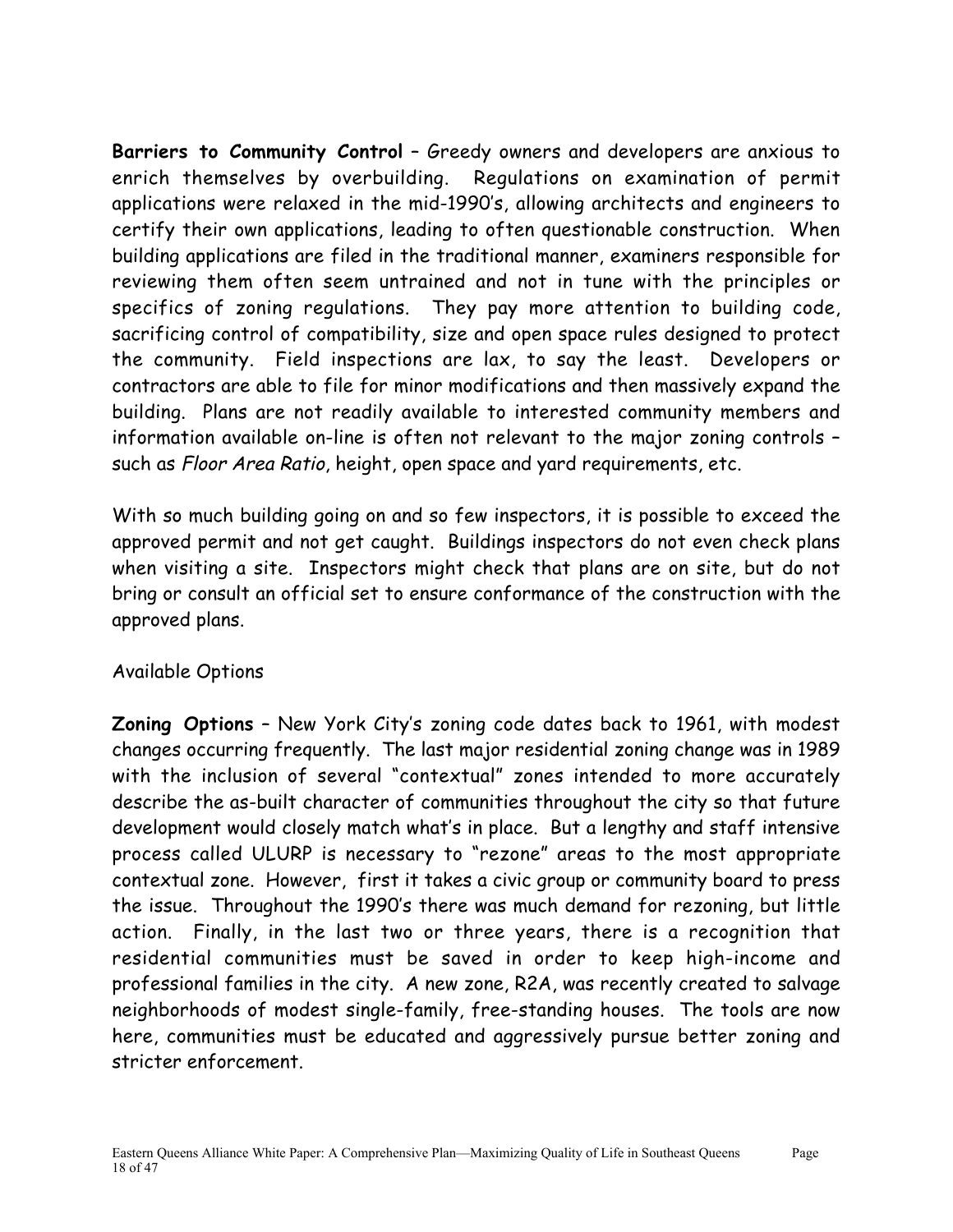**Barriers to Community Control** – Greedy owners and developers are anxious to enrich themselves by overbuilding. Regulations on examination of permit applications were relaxed in the mid-1990's, allowing architects and engineers to certify their own applications, leading to often questionable construction. When building applications are filed in the traditional manner, examiners responsible for reviewing them often seem untrained and not in tune with the principles or specifics of zoning regulations. They pay more attention to building code, sacrificing control of compatibility, size and open space rules designed to protect the community. Field inspections are lax, to say the least. Developers or contractors are able to file for minor modifications and then massively expand the building. Plans are not readily available to interested community members and information available on-line is often not relevant to the major zoning controls – such as *Floor Area Ratio*, height, open space and yard requirements, etc.

With so much building going on and so few inspectors, it is possible to exceed the approved permit and not get caught. Buildings inspectors do not even check plans when visiting a site. Inspectors might check that plans are on site, but do not bring or consult an official set to ensure conformance of the construction with the approved plans.

Available Options

**Zoning Options** – New York City's zoning code dates back to 1961, with modest changes occurring frequently. The last major residential zoning change was in 1989 with the inclusion of several "contextual" zones intended to more accurately describe the as-built character of communities throughout the city so that future development would closely match what's in place. But a lengthy and staff intensive process called ULURP is necessary to "rezone" areas to the most appropriate contextual zone. However, first it takes a civic group or community board to press the issue. Throughout the 1990's there was much demand for rezoning, but little action. Finally, in the last two or three years, there is a recognition that residential communities must be saved in order to keep high-income and professional families in the city. A new zone, R2A, was recently created to salvage neighborhoods of modest single-family, free-standing houses. The tools are now here, communities must be educated and aggressively pursue better zoning and stricter enforcement.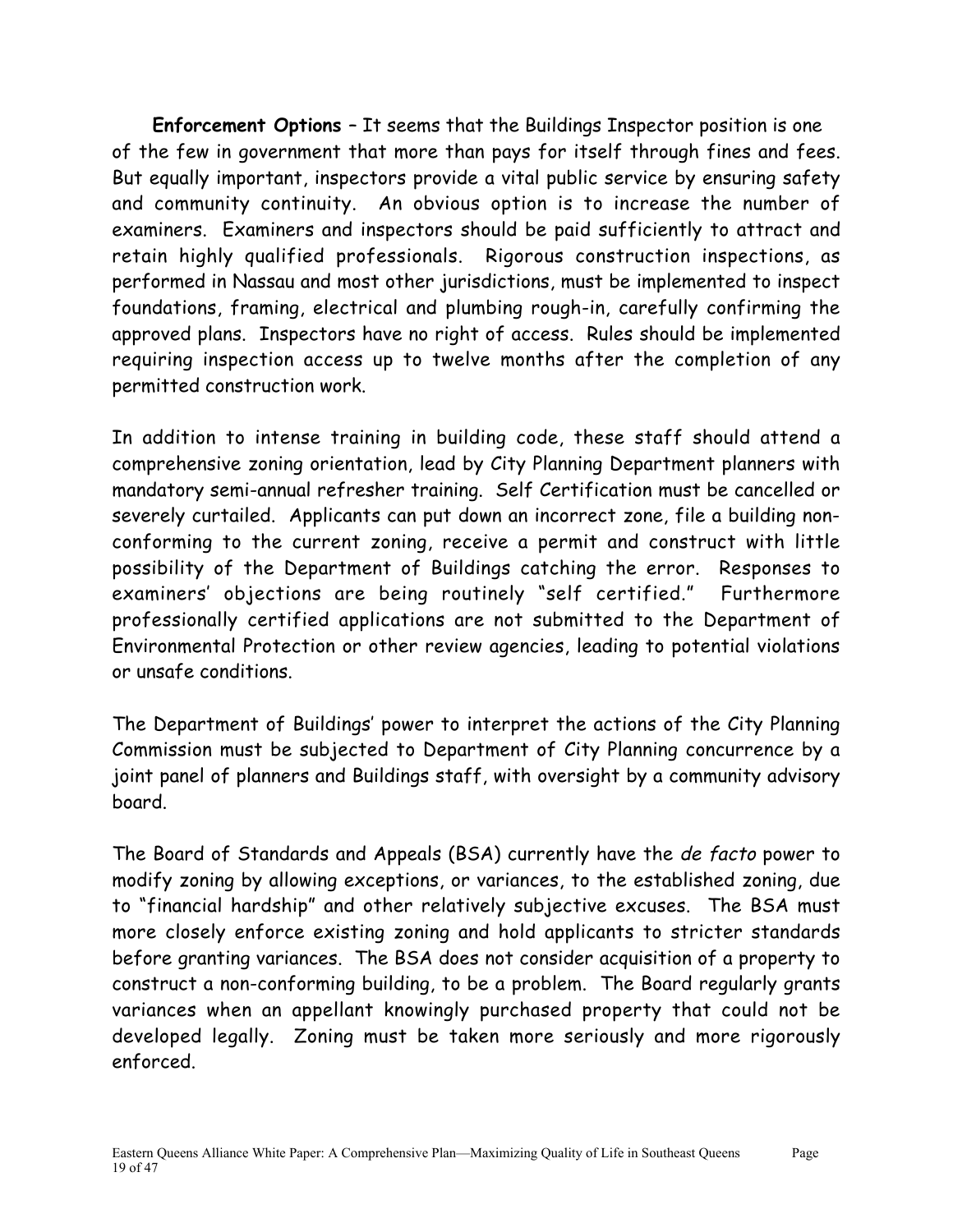**Enforcement Options** – It seems that the Buildings Inspector position is one of the few in government that more than pays for itself through fines and fees. But equally important, inspectors provide a vital public service by ensuring safety and community continuity. An obvious option is to increase the number of examiners. Examiners and inspectors should be paid sufficiently to attract and retain highly qualified professionals. Rigorous construction inspections, as performed in Nassau and most other jurisdictions, must be implemented to inspect foundations, framing, electrical and plumbing rough-in, carefully confirming the approved plans. Inspectors have no right of access. Rules should be implemented requiring inspection access up to twelve months after the completion of any permitted construction work.

In addition to intense training in building code, these staff should attend a comprehensive zoning orientation, lead by City Planning Department planners with mandatory semi-annual refresher training. Self Certification must be cancelled or severely curtailed. Applicants can put down an incorrect zone, file a building non-conforming to the current zoning, receive a permit and construct with little possibility of the Department of Buildings catching the error. Responses to examiners' objections are being routinely "self certified." Furthermore professionally certified applications are not submitted to the Department of Environmental Protection or other review agencies, leading to potential violations or unsafe conditions.

The Department of Buildings' power to interpret the actions of the City Planning Commission must be subjected to Department of City Planning concurrence by a joint panel of planners and Buildings staff, with oversight by a community advisory board.

The Board of Standards and Appeals (BSA) currently have the *de facto* power to modify zoning by allowing exceptions, or variances, to the established zoning, due to "financial hardship" and other relatively subjective excuses. The BSA must more closely enforce existing zoning and hold applicants to stricter standards before granting variances. The BSA does not consider acquisition of a property to construct a non-conforming building, to be a problem. The Board regularly grants variances when an appellant knowingly purchased property that could not be developed legally. Zoning must be taken more seriously and more rigorously enforced.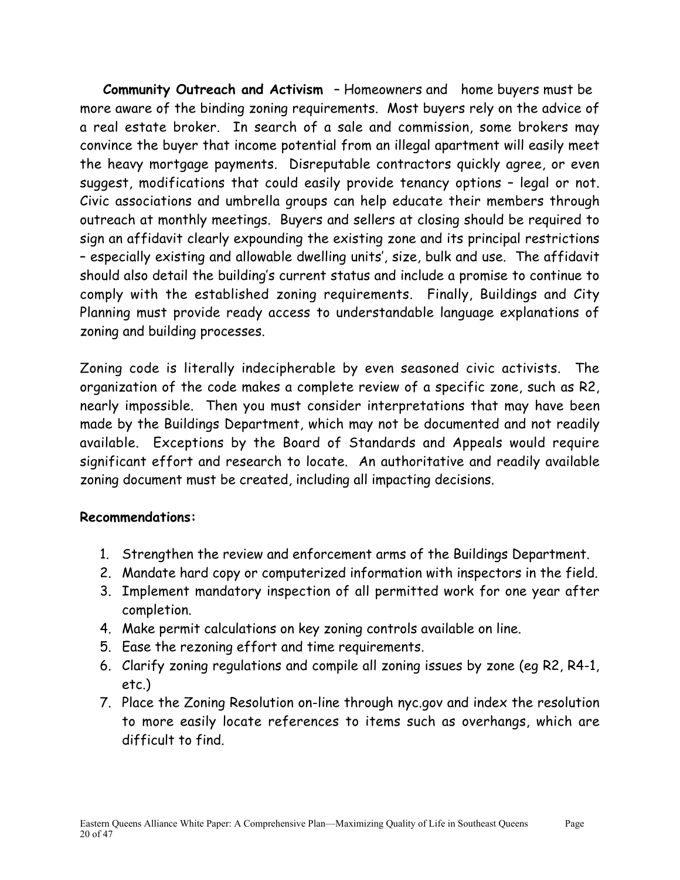**Community Outreach and Activism** – Homeowners and home buyers must be more aware of the binding zoning requirements. Most buyers rely on the advice of a real estate broker. In search of a sale and commission, some brokers may convince the buyer that income potential from an illegal apartment will easily meet the heavy mortgage payments. Disreputable contractors quickly agree, or even suggest, modifications that could easily provide tenancy options – legal or not. Civic associations and umbrella groups can help educate their members through outreach at monthly meetings. Buyers and sellers at closing should be required to sign an affidavit clearly expounding the existing zone and its principal restrictions – especially existing and allowable dwelling units', size, bulk and use. The affidavit should also detail the building's current status and include a promise to continue to comply with the established zoning requirements. Finally, Buildings and City Planning must provide ready access to understandable language explanations of zoning and building processes.

Zoning code is literally indecipherable by even seasoned civic activists. The organization of the code makes a complete review of a specific zone, such as R2, nearly impossible. Then you must consider interpretations that may have been made by the Buildings Department, which may not be documented and not readily available. Exceptions by the Board of Standards and Appeals would require significant effort and research to locate. An authoritative and readily available zoning document must be created, including all impacting decisions.

**Recommendations:**

1. Strengthen the review and enforcement arms of the Buildings Department.
2. Mandate hard copy or computerized information with inspectors in the field.
3. Implement mandatory inspection of all permitted work for one year after completion.
4. Make permit calculations on key zoning controls available on line.
5. Ease the rezoning effort and time requirements.
6. Clarify zoning regulations and compile all zoning issues by zone (eg R2, R4-1, etc.)
7. Place the Zoning Resolution on-line through nyc.gov and index the resolution to more easily locate references to items such as overhangs, which are difficult to find.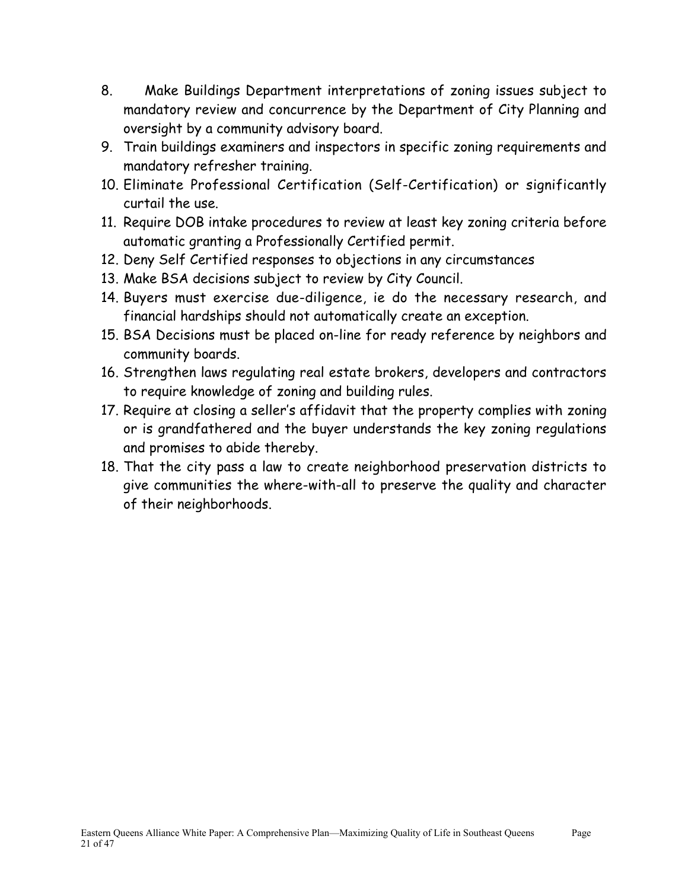8. Make Buildings Department interpretations of zoning issues subject to mandatory review and concurrence by the Department of City Planning and oversight by a community advisory board.
9. Train buildings examiners and inspectors in specific zoning requirements and mandatory refresher training.
10. Eliminate Professional Certification (Self-Certification) or significantly curtail the use.
11. Require DOB intake procedures to review at least key zoning criteria before automatic granting a Professionally Certified permit.
12. Deny Self Certified responses to objections in any circumstances
13. Make BSA decisions subject to review by City Council.
14. Buyers must exercise due-diligence, ie do the necessary research, and financial hardships should not automatically create an exception.
15. BSA Decisions must be placed on-line for ready reference by neighbors and community boards.
16. Strengthen laws regulating real estate brokers, developers and contractors to require knowledge of zoning and building rules.
17. Require at closing a seller's affidavit that the property complies with zoning or is grandfathered and the buyer understands the key zoning regulations and promises to abide thereby.
18. That the city pass a law to create neighborhood preservation districts to give communities the where-with-all to preserve the quality and character of their neighborhoods.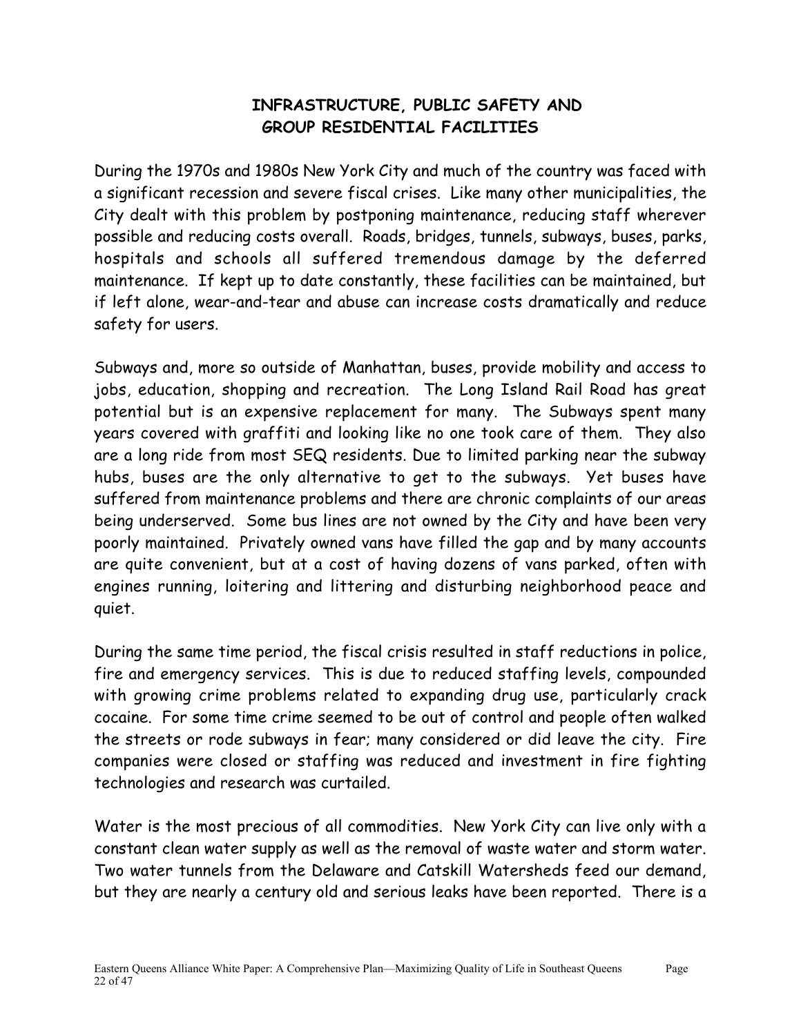## INFRASTRUCTURE, PUBLIC SAFETY AND GROUP RESIDENTIAL FACILITIES

During the 1970s and 1980s New York City and much of the country was faced with a significant recession and severe fiscal crises. Like many other municipalities, the City dealt with this problem by postponing maintenance, reducing staff wherever possible and reducing costs overall. Roads, bridges, tunnels, subways, buses, parks, hospitals and schools all suffered tremendous damage by the deferred maintenance. If kept up to date constantly, these facilities can be maintained, but if left alone, wear-and-tear and abuse can increase costs dramatically and reduce safety for users.

Subways and, more so outside of Manhattan, buses, provide mobility and access to jobs, education, shopping and recreation. The Long Island Rail Road has great potential but is an expensive replacement for many. The Subways spent many years covered with graffiti and looking like no one took care of them. They also are a long ride from most SEQ residents. Due to limited parking near the subway hubs, buses are the only alternative to get to the subways. Yet buses have suffered from maintenance problems and there are chronic complaints of our areas being underserved. Some bus lines are not owned by the City and have been very poorly maintained. Privately owned vans have filled the gap and by many accounts are quite convenient, but at a cost of having dozens of vans parked, often with engines running, loitering and littering and disturbing neighborhood peace and quiet.

During the same time period, the fiscal crisis resulted in staff reductions in police, fire and emergency services. This is due to reduced staffing levels, compounded with growing crime problems related to expanding drug use, particularly crack cocaine. For some time crime seemed to be out of control and people often walked the streets or rode subways in fear; many considered or did leave the city. Fire companies were closed or staffing was reduced and investment in fire fighting technologies and research was curtailed.

Water is the most precious of all commodities. New York City can live only with a constant clean water supply as well as the removal of waste water and storm water. Two water tunnels from the Delaware and Catskill Watersheds feed our demand, but they are nearly a century old and serious leaks have been reported. There is a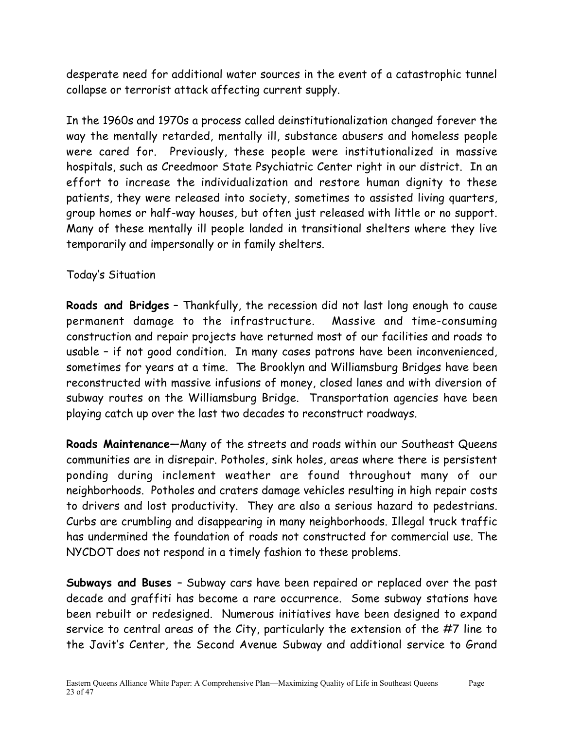desperate need for additional water sources in the event of a catastrophic tunnel collapse or terrorist attack affecting current supply.

In the 1960s and 1970s a process called deinstitutionalization changed forever the way the mentally retarded, mentally ill, substance abusers and homeless people were cared for. Previously, these people were institutionalized in massive hospitals, such as Creedmoor State Psychiatric Center right in our district. In an effort to increase the individualization and restore human dignity to these patients, they were released into society, sometimes to assisted living quarters, group homes or half-way houses, but often just released with little or no support. Many of these mentally ill people landed in transitional shelters where they live temporarily and impersonally or in family shelters.

Today's Situation

**Roads and Bridges** – Thankfully, the recession did not last long enough to cause permanent damage to the infrastructure. Massive and time-consuming construction and repair projects have returned most of our facilities and roads to usable – if not good condition. In many cases patrons have been inconvenienced, sometimes for years at a time. The Brooklyn and Williamsburg Bridges have been reconstructed with massive infusions of money, closed lanes and with diversion of subway routes on the Williamsburg Bridge. Transportation agencies have been playing catch up over the last two decades to reconstruct roadways.

**Roads Maintenance**—Many of the streets and roads within our Southeast Queens communities are in disrepair. Potholes, sink holes, areas where there is persistent ponding during inclement weather are found throughout many of our neighborhoods. Potholes and craters damage vehicles resulting in high repair costs to drivers and lost productivity. They are also a serious hazard to pedestrians. Curbs are crumbling and disappearing in many neighborhoods. Illegal truck traffic has undermined the foundation of roads not constructed for commercial use. The NYCDOT does not respond in a timely fashion to these problems.

**Subways and Buses** – Subway cars have been repaired or replaced over the past decade and graffiti has become a rare occurrence. Some subway stations have been rebuilt or redesigned. Numerous initiatives have been designed to expand service to central areas of the City, particularly the extension of the #7 line to the Javit's Center, the Second Avenue Subway and additional service to Grand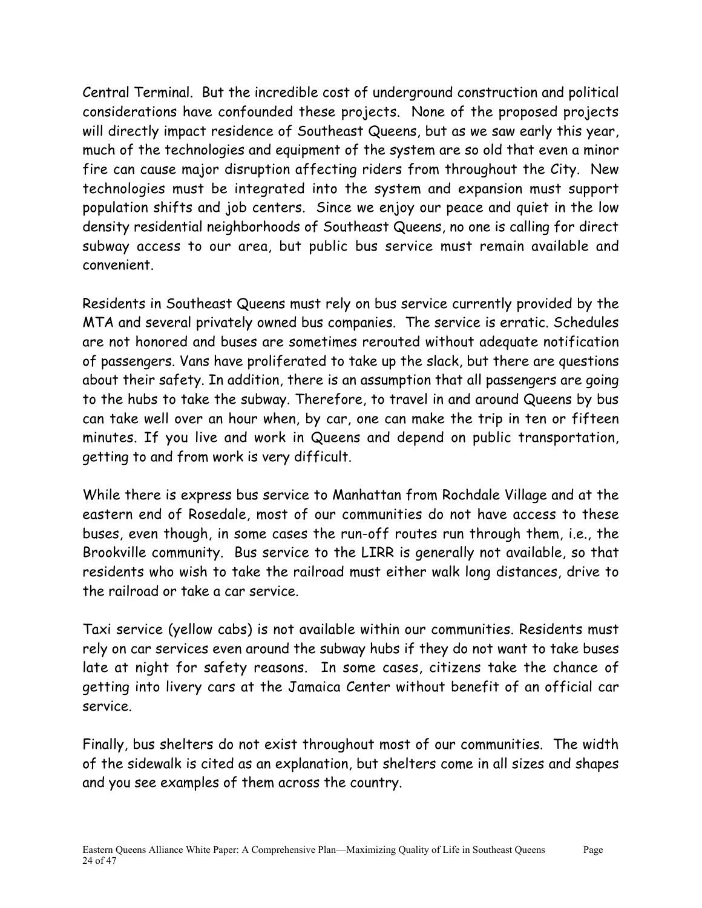Central Terminal. But the incredible cost of underground construction and political considerations have confounded these projects. None of the proposed projects will directly impact residence of Southeast Queens, but as we saw early this year, much of the technologies and equipment of the system are so old that even a minor fire can cause major disruption affecting riders from throughout the City. New technologies must be integrated into the system and expansion must support population shifts and job centers. Since we enjoy our peace and quiet in the low density residential neighborhoods of Southeast Queens, no one is calling for direct subway access to our area, but public bus service must remain available and convenient.

Residents in Southeast Queens must rely on bus service currently provided by the MTA and several privately owned bus companies. The service is erratic. Schedules are not honored and buses are sometimes rerouted without adequate notification of passengers. Vans have proliferated to take up the slack, but there are questions about their safety. In addition, there is an assumption that all passengers are going to the hubs to take the subway. Therefore, to travel in and around Queens by bus can take well over an hour when, by car, one can make the trip in ten or fifteen minutes. If you live and work in Queens and depend on public transportation, getting to and from work is very difficult.

While there is express bus service to Manhattan from Rochdale Village and at the eastern end of Rosedale, most of our communities do not have access to these buses, even though, in some cases the run-off routes run through them, i.e., the Brookville community. Bus service to the LIRR is generally not available, so that residents who wish to take the railroad must either walk long distances, drive to the railroad or take a car service.

Taxi service (yellow cabs) is not available within our communities. Residents must rely on car services even around the subway hubs if they do not want to take buses late at night for safety reasons. In some cases, citizens take the chance of getting into livery cars at the Jamaica Center without benefit of an official car service.

Finally, bus shelters do not exist throughout most of our communities. The width of the sidewalk is cited as an explanation, but shelters come in all sizes and shapes and you see examples of them across the country.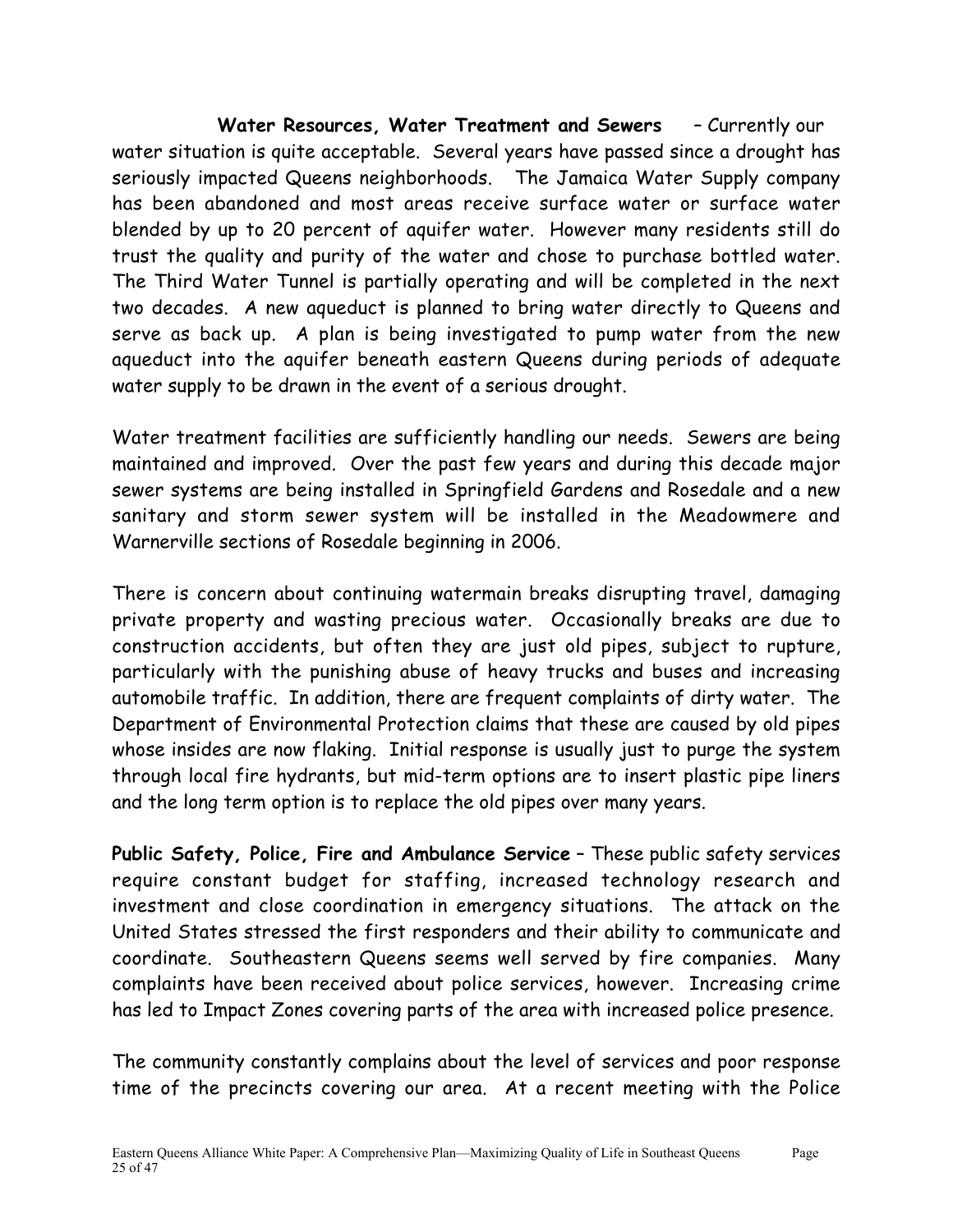**Water Resources, Water Treatment and Sewers** – Currently our water situation is quite acceptable. Several years have passed since a drought has seriously impacted Queens neighborhoods. The Jamaica Water Supply company has been abandoned and most areas receive surface water or surface water blended by up to 20 percent of aquifer water. However many residents still do trust the quality and purity of the water and chose to purchase bottled water. The Third Water Tunnel is partially operating and will be completed in the next two decades. A new aqueduct is planned to bring water directly to Queens and serve as back up. A plan is being investigated to pump water from the new aqueduct into the aquifer beneath eastern Queens during periods of adequate water supply to be drawn in the event of a serious drought.

Water treatment facilities are sufficiently handling our needs. Sewers are being maintained and improved. Over the past few years and during this decade major sewer systems are being installed in Springfield Gardens and Rosedale and a new sanitary and storm sewer system will be installed in the Meadowmere and Warnerville sections of Rosedale beginning in 2006.

There is concern about continuing watermain breaks disrupting travel, damaging private property and wasting precious water. Occasionally breaks are due to construction accidents, but often they are just old pipes, subject to rupture, particularly with the punishing abuse of heavy trucks and buses and increasing automobile traffic. In addition, there are frequent complaints of dirty water. The Department of Environmental Protection claims that these are caused by old pipes whose insides are now flaking. Initial response is usually just to purge the system through local fire hydrants, but mid-term options are to insert plastic pipe liners and the long term option is to replace the old pipes over many years.

**Public Safety, Police, Fire and Ambulance Service** – These public safety services require constant budget for staffing, increased technology research and investment and close coordination in emergency situations. The attack on the United States stressed the first responders and their ability to communicate and coordinate. Southeastern Queens seems well served by fire companies. Many complaints have been received about police services, however. Increasing crime has led to Impact Zones covering parts of the area with increased police presence.

The community constantly complains about the level of services and poor response time of the precincts covering our area. At a recent meeting with the Police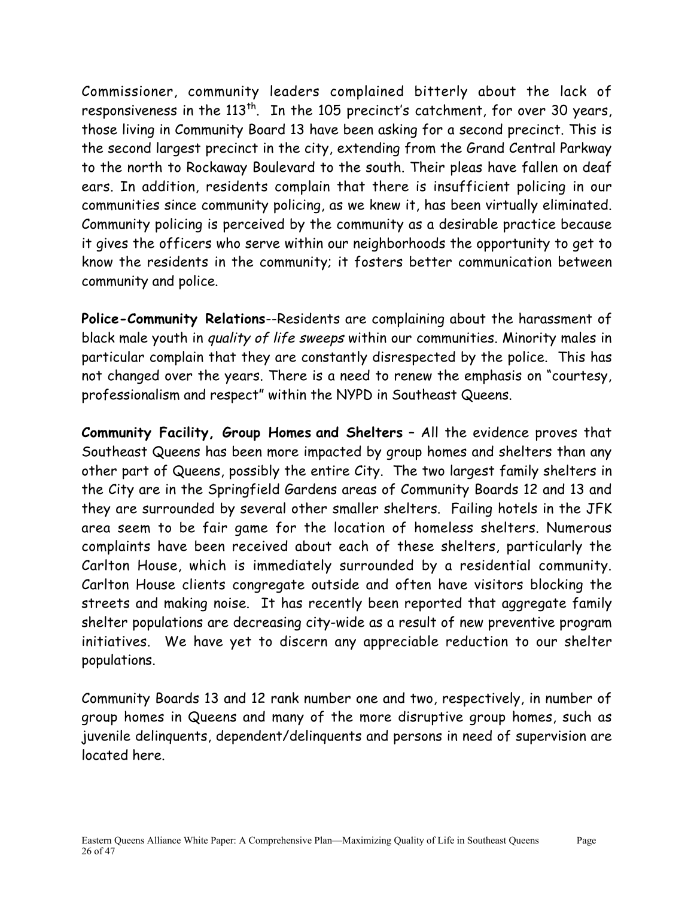Commissioner, community leaders complained bitterly about the lack of responsiveness in the 113th. In the 105 precinct's catchment, for over 30 years, those living in Community Board 13 have been asking for a second precinct. This is the second largest precinct in the city, extending from the Grand Central Parkway to the north to Rockaway Boulevard to the south. Their pleas have fallen on deaf ears. In addition, residents complain that there is insufficient policing in our communities since community policing, as we knew it, has been virtually eliminated. Community policing is perceived by the community as a desirable practice because it gives the officers who serve within our neighborhoods the opportunity to get to know the residents in the community; it fosters better communication between community and police.

**Police-Community Relations**--Residents are complaining about the harassment of black male youth in *quality of life sweeps* within our communities. Minority males in particular complain that they are constantly disrespected by the police. This has not changed over the years. There is a need to renew the emphasis on "courtesy, professionalism and respect" within the NYPD in Southeast Queens.

**Community Facility, Group Homes and Shelters** – All the evidence proves that Southeast Queens has been more impacted by group homes and shelters than any other part of Queens, possibly the entire City. The two largest family shelters in the City are in the Springfield Gardens areas of Community Boards 12 and 13 and they are surrounded by several other smaller shelters. Failing hotels in the JFK area seem to be fair game for the location of homeless shelters. Numerous complaints have been received about each of these shelters, particularly the Carlton House, which is immediately surrounded by a residential community. Carlton House clients congregate outside and often have visitors blocking the streets and making noise. It has recently been reported that aggregate family shelter populations are decreasing city-wide as a result of new preventive program initiatives. We have yet to discern any appreciable reduction to our shelter populations.

Community Boards 13 and 12 rank number one and two, respectively, in number of group homes in Queens and many of the more disruptive group homes, such as juvenile delinquents, dependent/delinquents and persons in need of supervision are located here.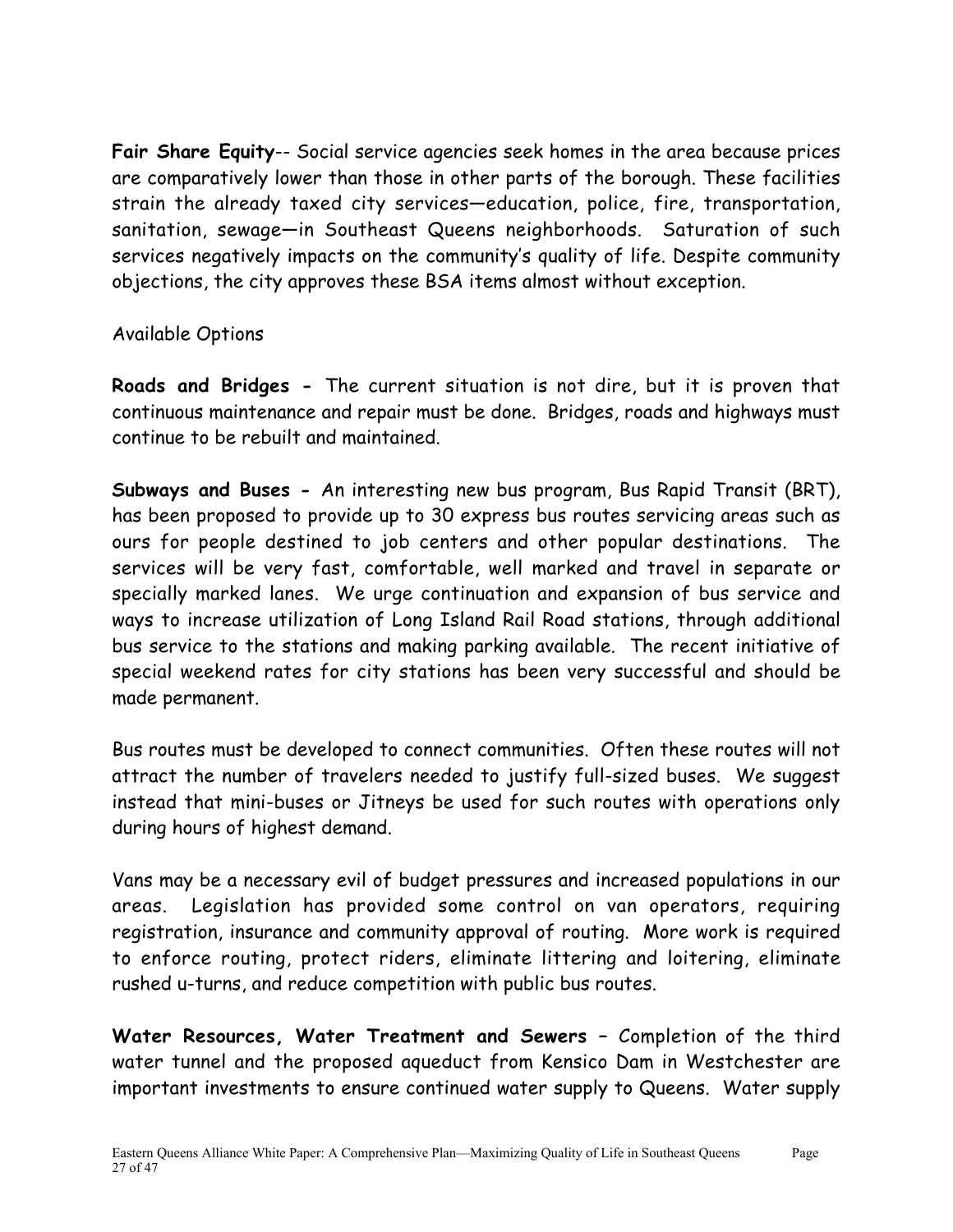**Fair Share Equity**-- Social service agencies seek homes in the area because prices are comparatively lower than those in other parts of the borough. These facilities strain the already taxed city services—education, police, fire, transportation, sanitation, sewage—in Southeast Queens neighborhoods. Saturation of such services negatively impacts on the community's quality of life. Despite community objections, the city approves these BSA items almost without exception.

Available Options

**Roads and Bridges -** The current situation is not dire, but it is proven that continuous maintenance and repair must be done. Bridges, roads and highways must continue to be rebuilt and maintained.

**Subways and Buses -** An interesting new bus program, Bus Rapid Transit (BRT), has been proposed to provide up to 30 express bus routes servicing areas such as ours for people destined to job centers and other popular destinations. The services will be very fast, comfortable, well marked and travel in separate or specially marked lanes. We urge continuation and expansion of bus service and ways to increase utilization of Long Island Rail Road stations, through additional bus service to the stations and making parking available. The recent initiative of special weekend rates for city stations has been very successful and should be made permanent.

Bus routes must be developed to connect communities. Often these routes will not attract the number of travelers needed to justify full-sized buses. We suggest instead that mini-buses or Jitneys be used for such routes with operations only during hours of highest demand.

Vans may be a necessary evil of budget pressures and increased populations in our areas. Legislation has provided some control on van operators, requiring registration, insurance and community approval of routing. More work is required to enforce routing, protect riders, eliminate littering and loitering, eliminate rushed u-turns, and reduce competition with public bus routes.

**Water Resources, Water Treatment and Sewers –** Completion of the third water tunnel and the proposed aqueduct from Kensico Dam in Westchester are important investments to ensure continued water supply to Queens. Water supply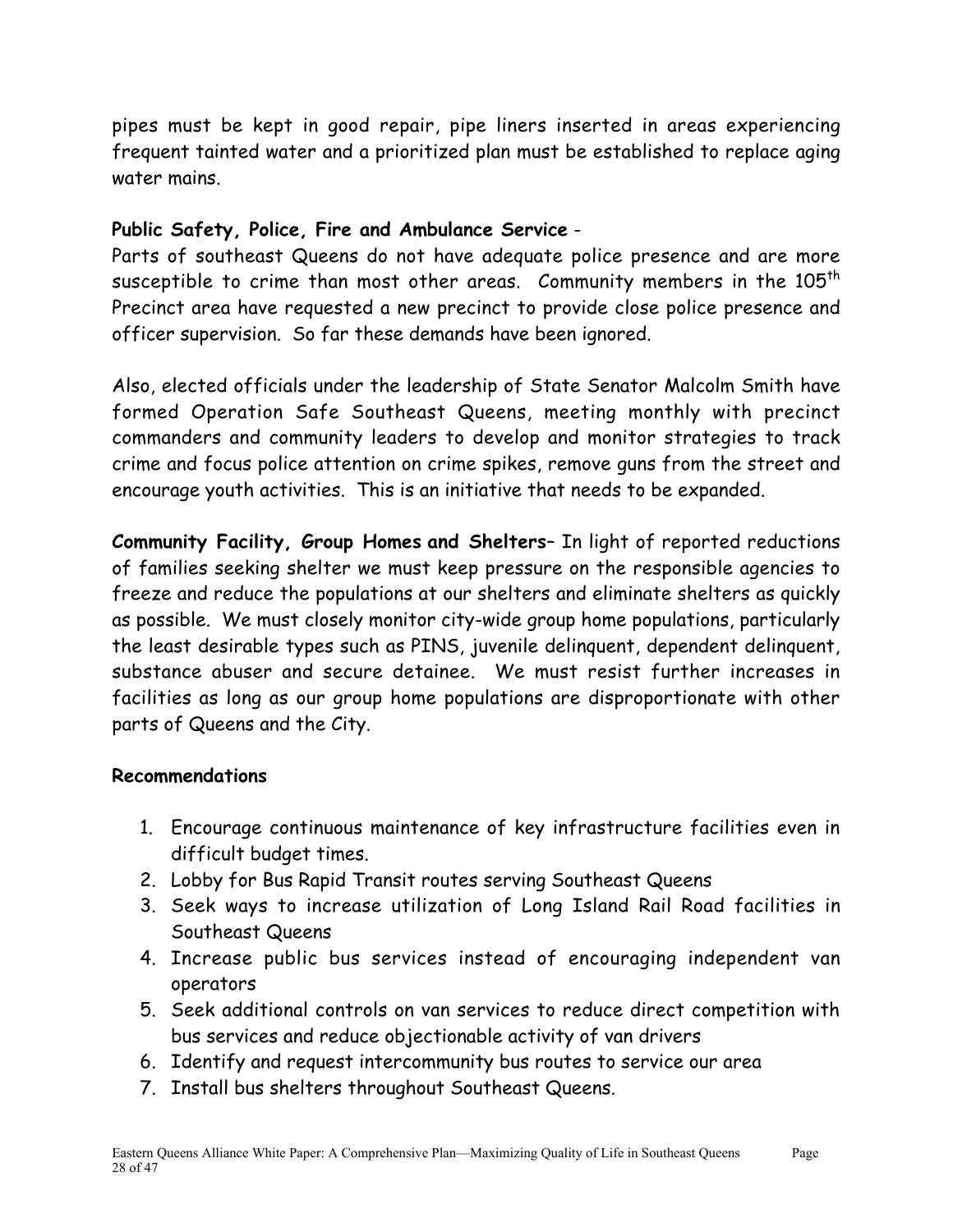pipes must be kept in good repair, pipe liners inserted in areas experiencing frequent tainted water and a prioritized plan must be established to replace aging water mains.

**Public Safety, Police, Fire and Ambulance Service** -
Parts of southeast Queens do not have adequate police presence and are more susceptible to crime than most other areas. Community members in the 105th Precinct area have requested a new precinct to provide close police presence and officer supervision. So far these demands have been ignored.

Also, elected officials under the leadership of State Senator Malcolm Smith have formed Operation Safe Southeast Queens, meeting monthly with precinct commanders and community leaders to develop and monitor strategies to track crime and focus police attention on crime spikes, remove guns from the street and encourage youth activities. This is an initiative that needs to be expanded.

**Community Facility, Group Homes and Shelters**– In light of reported reductions of families seeking shelter we must keep pressure on the responsible agencies to freeze and reduce the populations at our shelters and eliminate shelters as quickly as possible. We must closely monitor city-wide group home populations, particularly the least desirable types such as PINS, juvenile delinquent, dependent delinquent, substance abuser and secure detainee. We must resist further increases in facilities as long as our group home populations are disproportionate with other parts of Queens and the City.

**Recommendations**

1. Encourage continuous maintenance of key infrastructure facilities even in difficult budget times.
2. Lobby for Bus Rapid Transit routes serving Southeast Queens
3. Seek ways to increase utilization of Long Island Rail Road facilities in Southeast Queens
4. Increase public bus services instead of encouraging independent van operators
5. Seek additional controls on van services to reduce direct competition with bus services and reduce objectionable activity of van drivers
6. Identify and request intercommunity bus routes to service our area
7. Install bus shelters throughout Southeast Queens.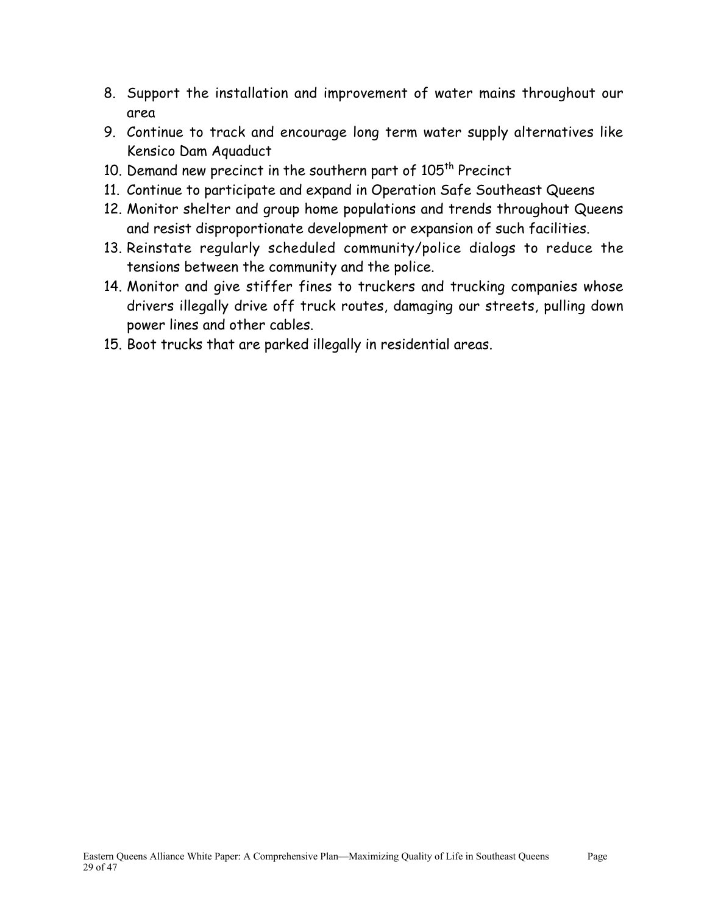8. Support the installation and improvement of water mains throughout our area
9. Continue to track and encourage long term water supply alternatives like Kensico Dam Aquaduct
10. Demand new precinct in the southern part of 105th Precinct
11. Continue to participate and expand in Operation Safe Southeast Queens
12. Monitor shelter and group home populations and trends throughout Queens and resist disproportionate development or expansion of such facilities.
13. Reinstate regularly scheduled community/police dialogs to reduce the tensions between the community and the police.
14. Monitor and give stiffer fines to truckers and trucking companies whose drivers illegally drive off truck routes, damaging our streets, pulling down power lines and other cables.
15. Boot trucks that are parked illegally in residential areas.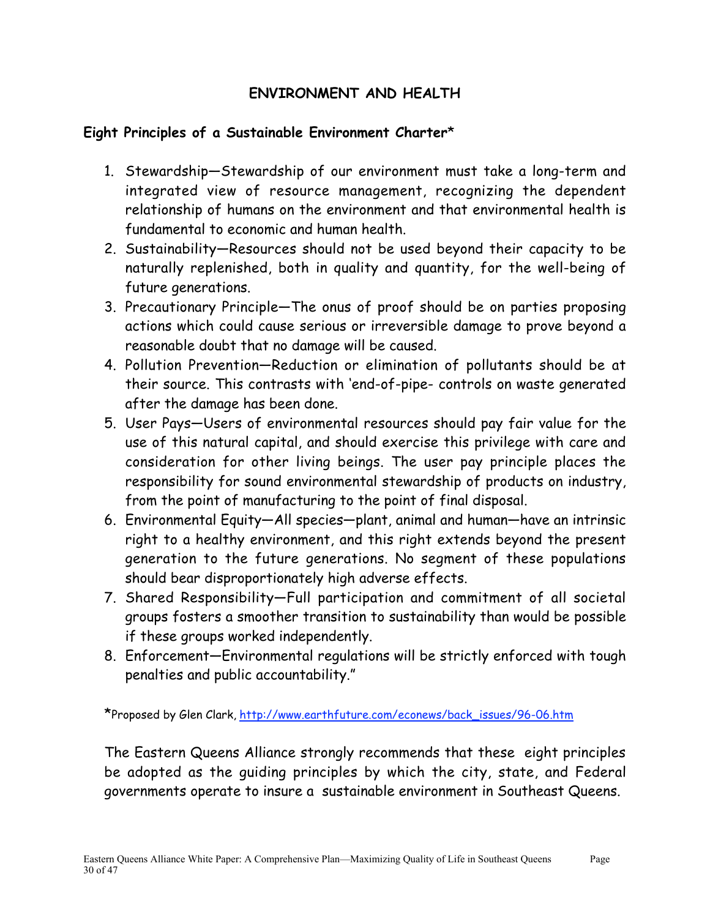# ENVIRONMENT AND HEALTH

## Eight Principles of a Sustainable Environment Charter*

1. Stewardship—Stewardship of our environment must take a long-term and integrated view of resource management, recognizing the dependent relationship of humans on the environment and that environmental health is fundamental to economic and human health.
2. Sustainability—Resources should not be used beyond their capacity to be naturally replenished, both in quality and quantity, for the well-being of future generations.
3. Precautionary Principle—The onus of proof should be on parties proposing actions which could cause serious or irreversible damage to prove beyond a reasonable doubt that no damage will be caused.
4. Pollution Prevention—Reduction or elimination of pollutants should be at their source. This contrasts with 'end-of-pipe- controls on waste generated after the damage has been done.
5. User Pays—Users of environmental resources should pay fair value for the use of this natural capital, and should exercise this privilege with care and consideration for other living beings. The user pay principle places the responsibility for sound environmental stewardship of products on industry, from the point of manufacturing to the point of final disposal.
6. Environmental Equity—All species—plant, animal and human—have an intrinsic right to a healthy environment, and this right extends beyond the present generation to the future generations. No segment of these populations should bear disproportionately high adverse effects.
7. Shared Responsibility—Full participation and commitment of all societal groups fosters a smoother transition to sustainability than would be possible if these groups worked independently.
8. Enforcement—Environmental regulations will be strictly enforced with tough penalties and public accountability."

*Proposed by Glen Clark, http://www.earthfuture.com/econews/back_issues/96-06.htm

The Eastern Queens Alliance strongly recommends that these eight principles be adopted as the guiding principles by which the city, state, and Federal governments operate to insure a sustainable environment in Southeast Queens.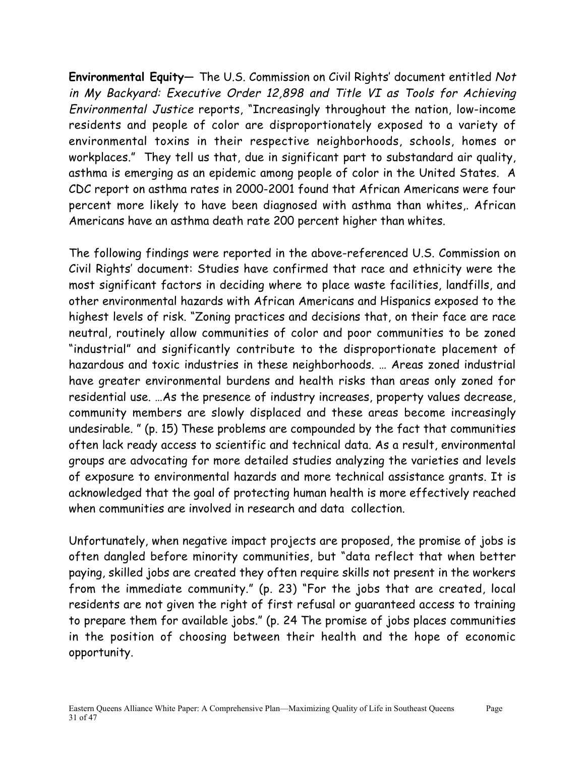**Environmental Equity—** The U.S. Commission on Civil Rights' document entitled *Not in My Backyard: Executive Order 12,898 and Title VI as Tools for Achieving Environmental Justice* reports, "Increasingly throughout the nation, low-income residents and people of color are disproportionately exposed to a variety of environmental toxins in their respective neighborhoods, schools, homes or workplaces." They tell us that, due in significant part to substandard air quality, asthma is emerging as an epidemic among people of color in the United States. A CDC report on asthma rates in 2000-2001 found that African Americans were four percent more likely to have been diagnosed with asthma than whites,. African Americans have an asthma death rate 200 percent higher than whites.

The following findings were reported in the above-referenced U.S. Commission on Civil Rights' document: Studies have confirmed that race and ethnicity were the most significant factors in deciding where to place waste facilities, landfills, and other environmental hazards with African Americans and Hispanics exposed to the highest levels of risk. "Zoning practices and decisions that, on their face are race neutral, routinely allow communities of color and poor communities to be zoned "industrial" and significantly contribute to the disproportionate placement of hazardous and toxic industries in these neighborhoods. … Areas zoned industrial have greater environmental burdens and health risks than areas only zoned for residential use. …As the presence of industry increases, property values decrease, community members are slowly displaced and these areas become increasingly undesirable. " (p. 15) These problems are compounded by the fact that communities often lack ready access to scientific and technical data. As a result, environmental groups are advocating for more detailed studies analyzing the varieties and levels of exposure to environmental hazards and more technical assistance grants. It is acknowledged that the goal of protecting human health is more effectively reached when communities are involved in research and data collection.

Unfortunately, when negative impact projects are proposed, the promise of jobs is often dangled before minority communities, but "data reflect that when better paying, skilled jobs are created they often require skills not present in the workers from the immediate community." (p. 23) "For the jobs that are created, local residents are not given the right of first refusal or guaranteed access to training to prepare them for available jobs." (p. 24 The promise of jobs places communities in the position of choosing between their health and the hope of economic opportunity.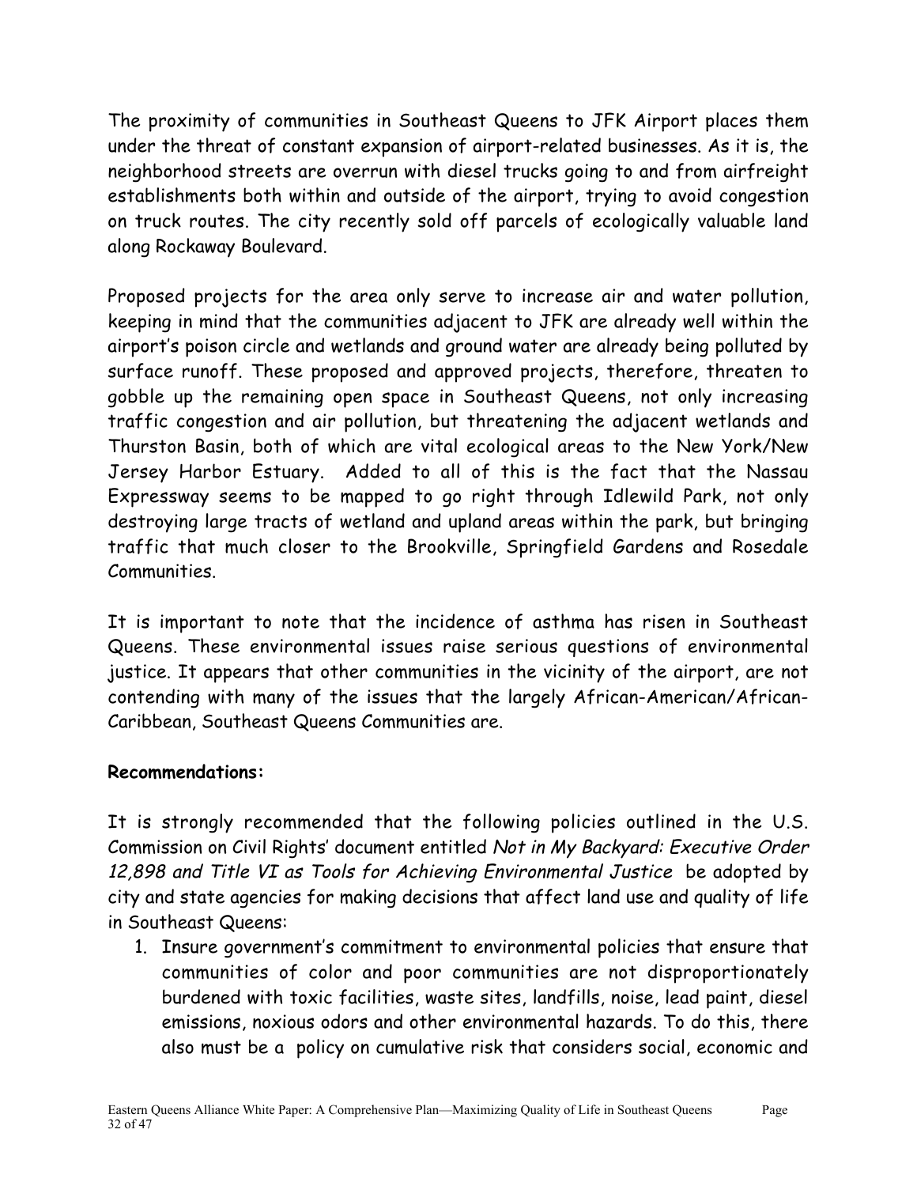The proximity of communities in Southeast Queens to JFK Airport places them under the threat of constant expansion of airport-related businesses. As it is, the neighborhood streets are overrun with diesel trucks going to and from airfreight establishments both within and outside of the airport, trying to avoid congestion on truck routes. The city recently sold off parcels of ecologically valuable land along Rockaway Boulevard.

Proposed projects for the area only serve to increase air and water pollution, keeping in mind that the communities adjacent to JFK are already well within the airport's poison circle and wetlands and ground water are already being polluted by surface runoff. These proposed and approved projects, therefore, threaten to gobble up the remaining open space in Southeast Queens, not only increasing traffic congestion and air pollution, but threatening the adjacent wetlands and Thurston Basin, both of which are vital ecological areas to the New York/New Jersey Harbor Estuary. Added to all of this is the fact that the Nassau Expressway seems to be mapped to go right through Idlewild Park, not only destroying large tracts of wetland and upland areas within the park, but bringing traffic that much closer to the Brookville, Springfield Gardens and Rosedale Communities.

It is important to note that the incidence of asthma has risen in Southeast Queens. These environmental issues raise serious questions of environmental justice. It appears that other communities in the vicinity of the airport, are not contending with many of the issues that the largely African-American/African-Caribbean, Southeast Queens Communities are.

**Recommendations:**

It is strongly recommended that the following policies outlined in the U.S. Commission on Civil Rights' document entitled *Not in My Backyard: Executive Order 12,898 and Title VI as Tools for Achieving Environmental Justice* be adopted by city and state agencies for making decisions that affect land use and quality of life in Southeast Queens:

1. Insure government's commitment to environmental policies that ensure that communities of color and poor communities are not disproportionately burdened with toxic facilities, waste sites, landfills, noise, lead paint, diesel emissions, noxious odors and other environmental hazards. To do this, there also must be a policy on cumulative risk that considers social, economic and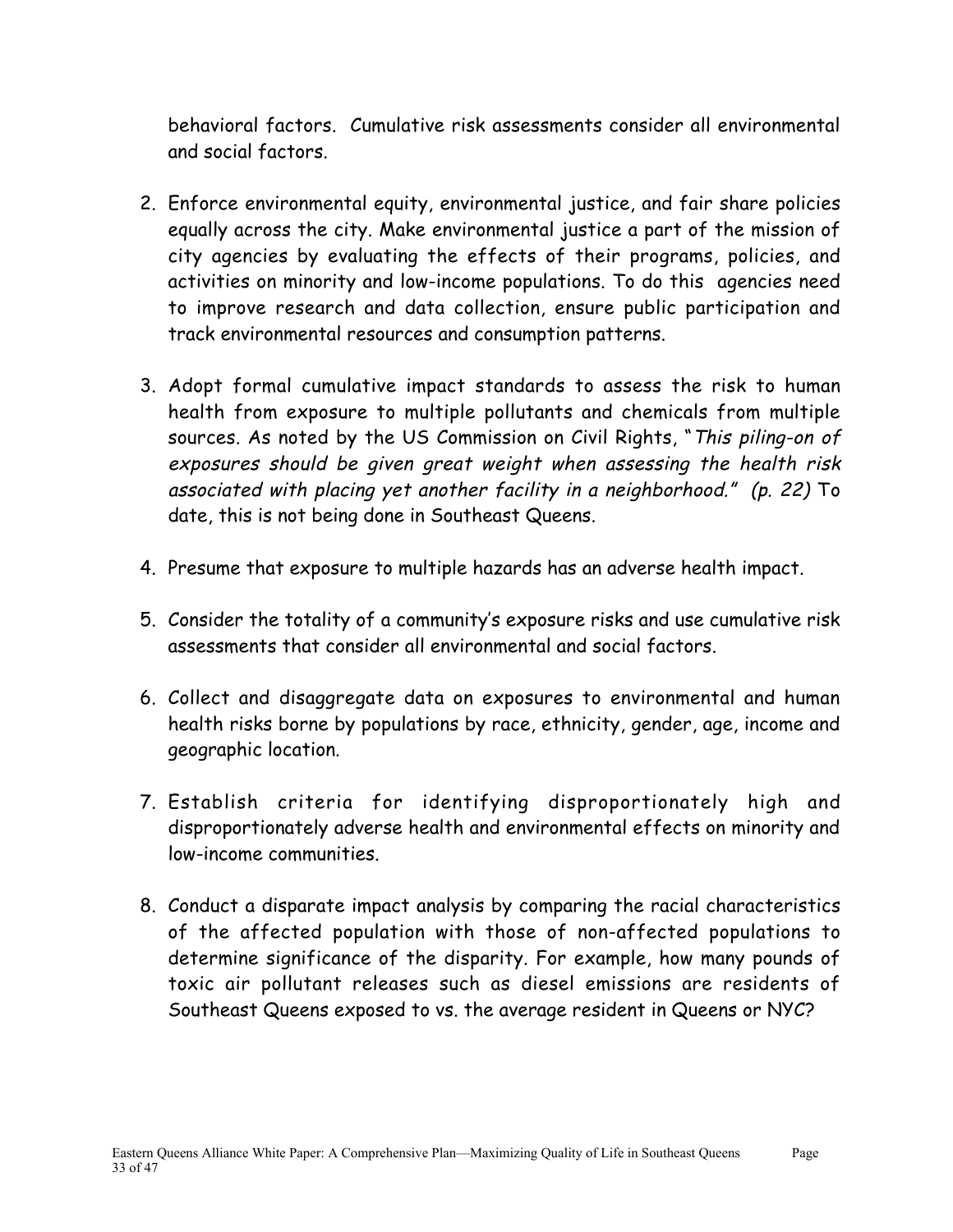behavioral factors. Cumulative risk assessments consider all environmental and social factors.

2. Enforce environmental equity, environmental justice, and fair share policies equally across the city. Make environmental justice a part of the mission of city agencies by evaluating the effects of their programs, policies, and activities on minority and low-income populations. To do this agencies need to improve research and data collection, ensure public participation and track environmental resources and consumption patterns.

3. Adopt formal cumulative impact standards to assess the risk to human health from exposure to multiple pollutants and chemicals from multiple sources. As noted by the US Commission on Civil Rights, "*This piling-on of exposures should be given great weight when assessing the health risk associated with placing yet another facility in a neighborhood." (p. 22)* To date, this is not being done in Southeast Queens.

4. Presume that exposure to multiple hazards has an adverse health impact.

5. Consider the totality of a community's exposure risks and use cumulative risk assessments that consider all environmental and social factors.

6. Collect and disaggregate data on exposures to environmental and human health risks borne by populations by race, ethnicity, gender, age, income and geographic location.

7. Establish criteria for identifying disproportionately high and disproportionately adverse health and environmental effects on minority and low-income communities.

8. Conduct a disparate impact analysis by comparing the racial characteristics of the affected population with those of non-affected populations to determine significance of the disparity. For example, how many pounds of toxic air pollutant releases such as diesel emissions are residents of Southeast Queens exposed to vs. the average resident in Queens or NYC?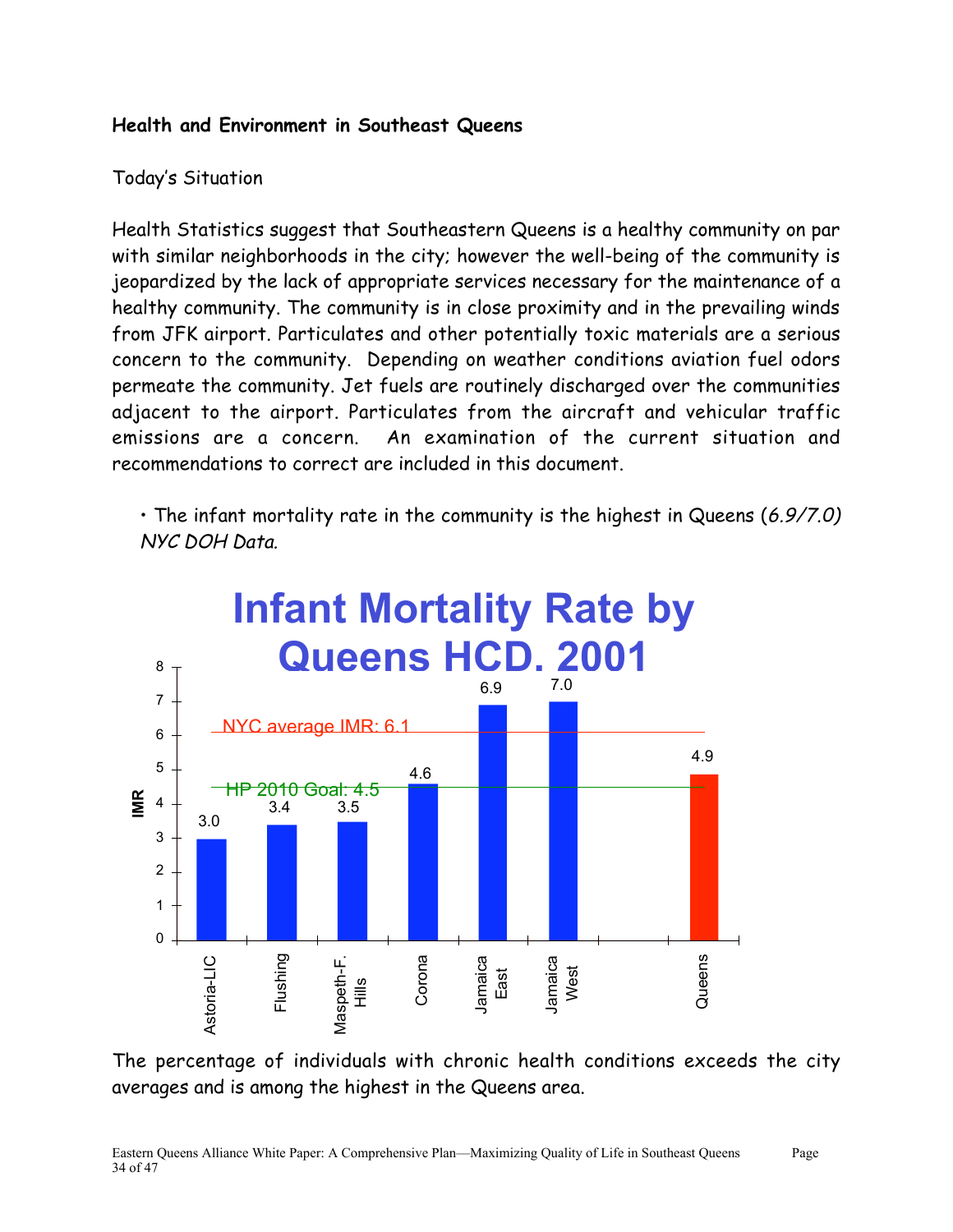**Health and Environment in Southeast Queens**

Today's Situation

Health Statistics suggest that Southeastern Queens is a healthy community on par with similar neighborhoods in the city; however the well-being of the community is jeopardized by the lack of appropriate services necessary for the maintenance of a healthy community. The community is in close proximity and in the prevailing winds from JFK airport. Particulates and other potentially toxic materials are a serious concern to the community. Depending on weather conditions aviation fuel odors permeate the community. Jet fuels are routinely discharged over the communities adjacent to the airport. Particulates from the aircraft and vehicular traffic emissions are a concern. An examination of the current situation and recommendations to correct are included in this document.

- The infant mortality rate in the community is the highest in Queens (*6.9/7.0) NYC DOH Data.*

**Infant Mortality Rate by Queens HCD. 2001**

| HCD | IMR |
|---|---|
| Astoria-LIC | 3.0 |
| Flushing | 3.4 |
| Maspeth-F. Hills | 3.5 |
| Corona | 4.6 |
| Jamaica East | 6.9 |
| Jamaica West | 7.0 |
| Queens | 4.9 |

NYC average IMR: 6.1

HP 2010 Goal: 4.5

The percentage of individuals with chronic health conditions exceeds the city averages and is among the highest in the Queens area.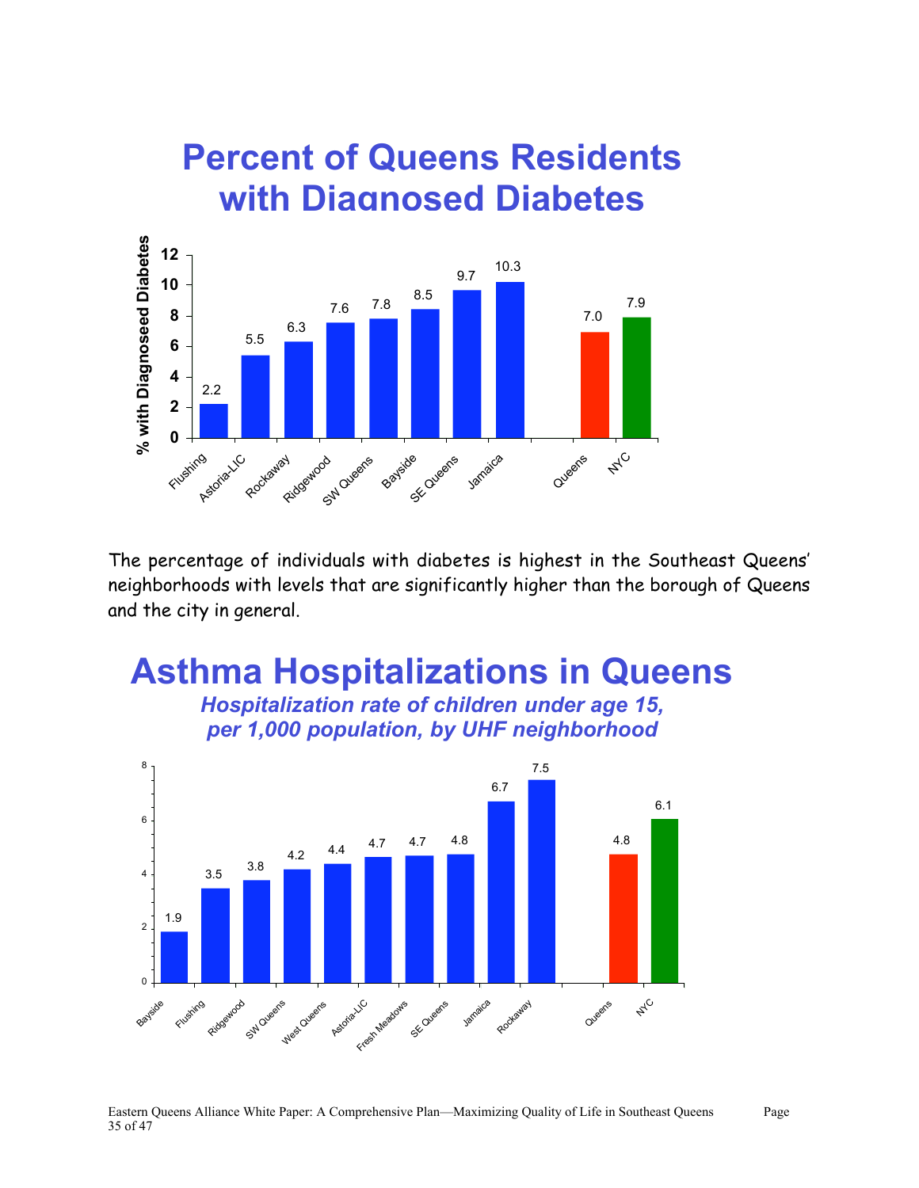## Percent of Queens Residents with Diagnosed Diabetes

| Neighborhood | % with Diagnosed Diabetes |
|---|---|
| Flushing | 2.2 |
| Astoria-LIC | 5.5 |
| Rockaway | 6.3 |
| Ridgewood | 7.6 |
| SW Queens | 7.8 |
| Bayside | 8.5 |
| SE Queens | 9.7 |
| Jamaica | 10.3 |
| Queens | 7.0 |
| NYC | 7.9 |

The percentage of individuals with diabetes is highest in the Southeast Queens' neighborhoods with levels that are significantly higher than the borough of Queens and the city in general.

## Asthma Hospitalizations in Queens

*Hospitalization rate of children under age 15, per 1,000 population, by UHF neighborhood*

| Neighborhood | Rate per 1,000 |
|---|---|
| Bayside | 1.9 |
| Flushing | 3.5 |
| Ridgewood | 3.8 |
| SW Queens | 4.2 |
| West Queens | 4.4 |
| Astoria-LIC | 4.7 |
| Fresh Meadows | 4.7 |
| SE Queens | 4.8 |
| Jamaica | 6.7 |
| Rockaway | 7.5 |
| Queens | 4.8 |
| NYC | 6.1 |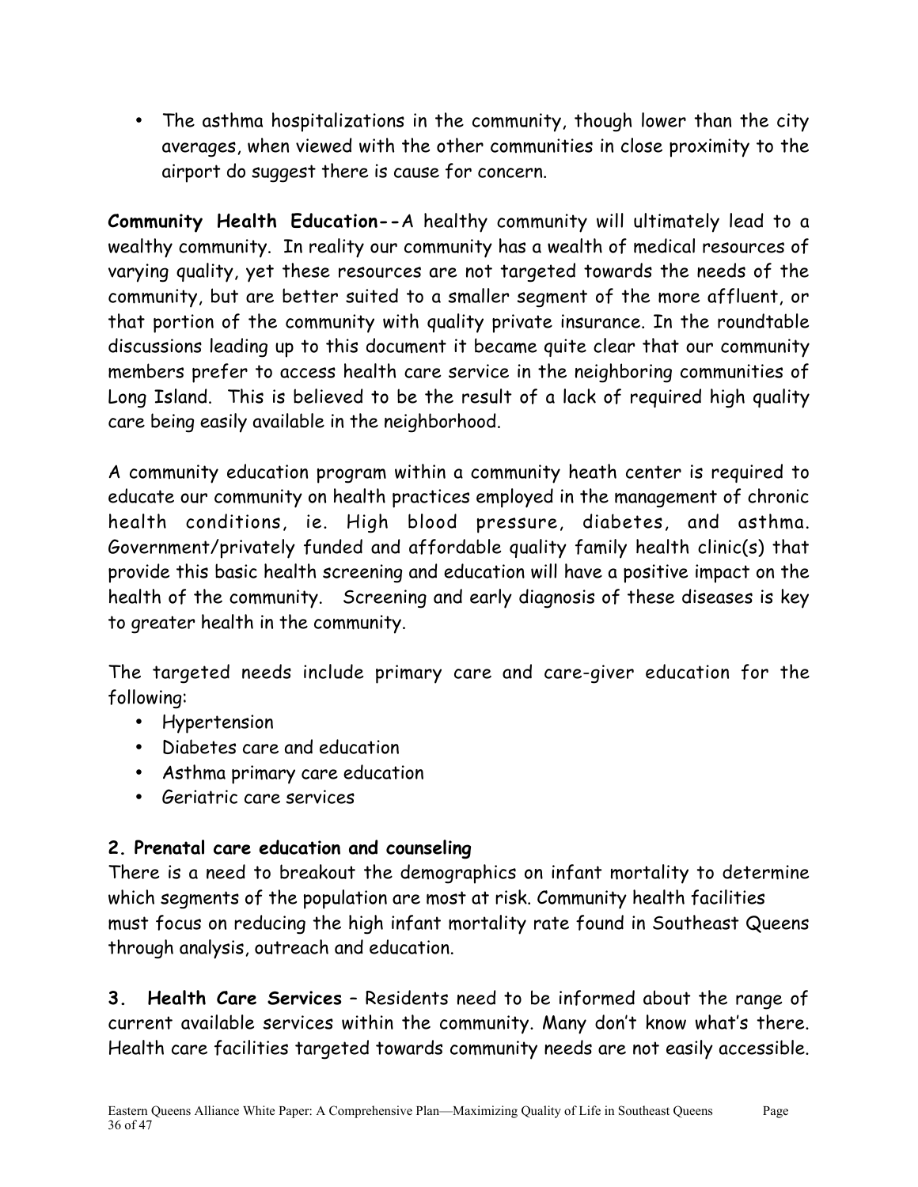- The asthma hospitalizations in the community, though lower than the city averages, when viewed with the other communities in close proximity to the airport do suggest there is cause for concern.

**Community Health Education--**A healthy community will ultimately lead to a wealthy community. In reality our community has a wealth of medical resources of varying quality, yet these resources are not targeted towards the needs of the community, but are better suited to a smaller segment of the more affluent, or that portion of the community with quality private insurance. In the roundtable discussions leading up to this document it became quite clear that our community members prefer to access health care service in the neighboring communities of Long Island. This is believed to be the result of a lack of required high quality care being easily available in the neighborhood.

A community education program within a community heath center is required to educate our community on health practices employed in the management of chronic health conditions, ie. High blood pressure, diabetes, and asthma. Government/privately funded and affordable quality family health clinic(s) that provide this basic health screening and education will have a positive impact on the health of the community. Screening and early diagnosis of these diseases is key to greater health in the community.

The targeted needs include primary care and care-giver education for the following:

- Hypertension
- Diabetes care and education
- Asthma primary care education
- Geriatric care services

**2. Prenatal care education and counseling**

There is a need to breakout the demographics on infant mortality to determine which segments of the population are most at risk. Community health facilities must focus on reducing the high infant mortality rate found in Southeast Queens through analysis, outreach and education.

**3. Health Care Services** – Residents need to be informed about the range of current available services within the community. Many don't know what's there. Health care facilities targeted towards community needs are not easily accessible.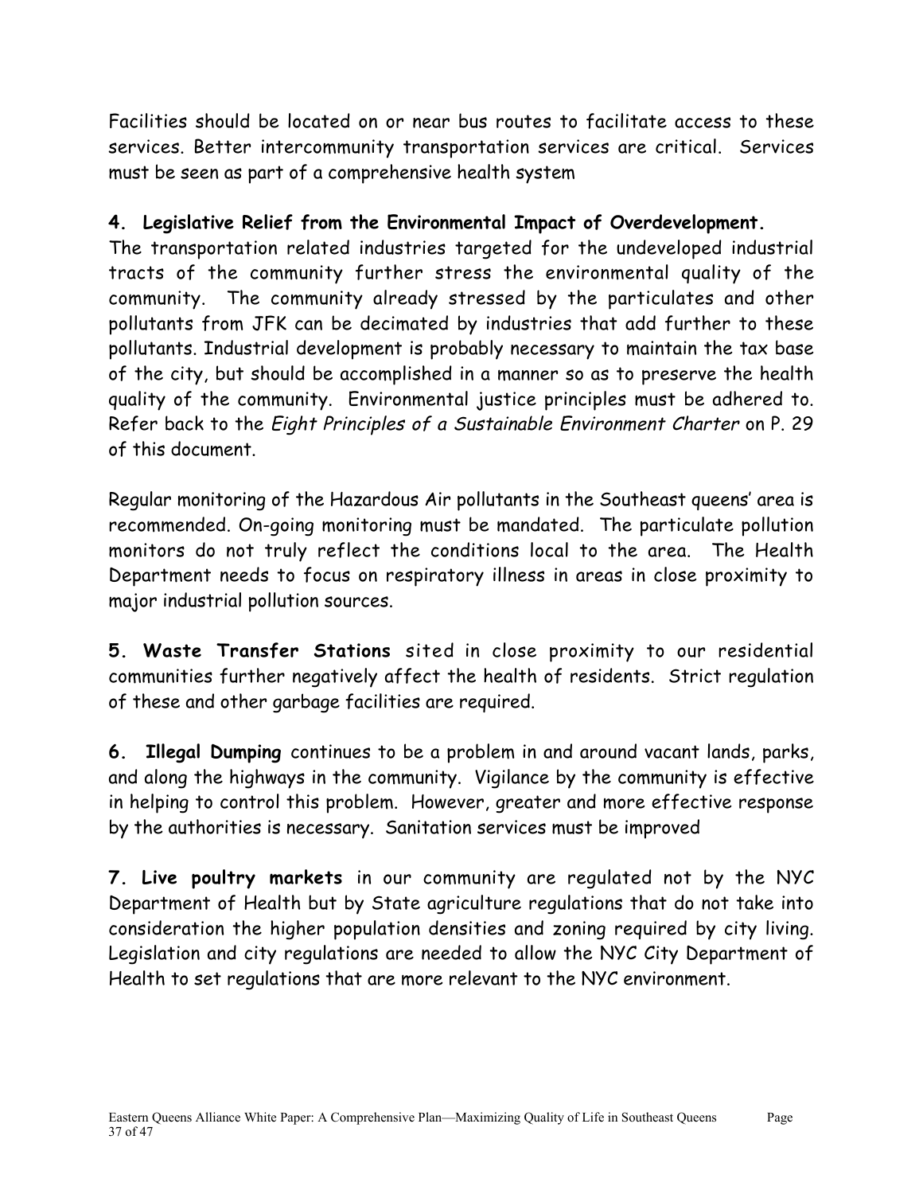Facilities should be located on or near bus routes to facilitate access to these services. Better intercommunity transportation services are critical. Services must be seen as part of a comprehensive health system

**4. Legislative Relief from the Environmental Impact of Overdevelopment.**
The transportation related industries targeted for the undeveloped industrial tracts of the community further stress the environmental quality of the community. The community already stressed by the particulates and other pollutants from JFK can be decimated by industries that add further to these pollutants. Industrial development is probably necessary to maintain the tax base of the city, but should be accomplished in a manner so as to preserve the health quality of the community. Environmental justice principles must be adhered to. Refer back to the *Eight Principles of a Sustainable Environment Charter* on P. 29 of this document.

Regular monitoring of the Hazardous Air pollutants in the Southeast queens' area is recommended. On-going monitoring must be mandated. The particulate pollution monitors do not truly reflect the conditions local to the area. The Health Department needs to focus on respiratory illness in areas in close proximity to major industrial pollution sources.

**5. Waste Transfer Stations** sited in close proximity to our residential communities further negatively affect the health of residents. Strict regulation of these and other garbage facilities are required.

**6. Illegal Dumping** continues to be a problem in and around vacant lands, parks, and along the highways in the community. Vigilance by the community is effective in helping to control this problem. However, greater and more effective response by the authorities is necessary. Sanitation services must be improved

**7. Live poultry markets** in our community are regulated not by the NYC Department of Health but by State agriculture regulations that do not take into consideration the higher population densities and zoning required by city living. Legislation and city regulations are needed to allow the NYC City Department of Health to set regulations that are more relevant to the NYC environment.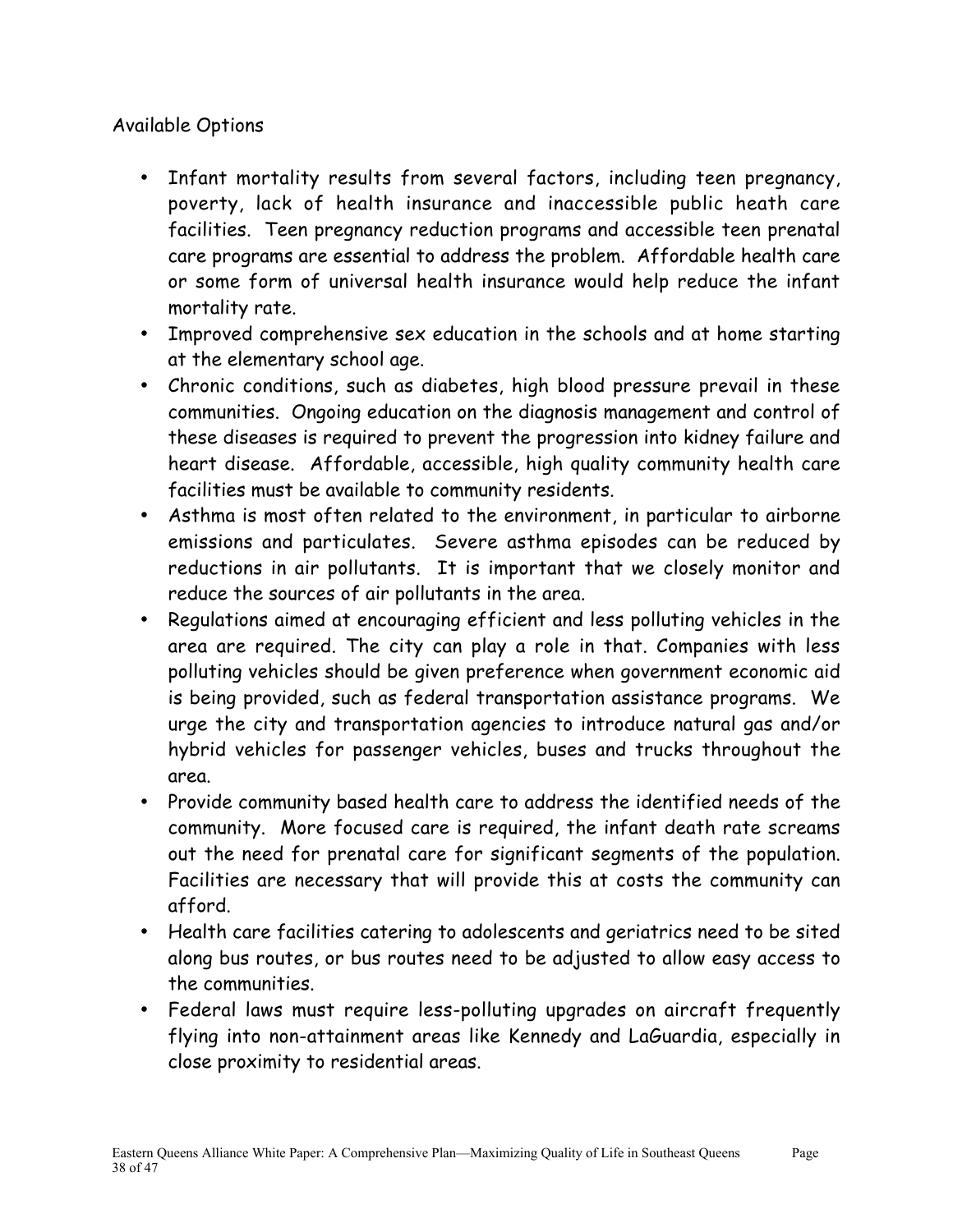Available Options

- Infant mortality results from several factors, including teen pregnancy, poverty, lack of health insurance and inaccessible public heath care facilities. Teen pregnancy reduction programs and accessible teen prenatal care programs are essential to address the problem. Affordable health care or some form of universal health insurance would help reduce the infant mortality rate.
- Improved comprehensive sex education in the schools and at home starting at the elementary school age.
- Chronic conditions, such as diabetes, high blood pressure prevail in these communities. Ongoing education on the diagnosis management and control of these diseases is required to prevent the progression into kidney failure and heart disease. Affordable, accessible, high quality community health care facilities must be available to community residents.
- Asthma is most often related to the environment, in particular to airborne emissions and particulates. Severe asthma episodes can be reduced by reductions in air pollutants. It is important that we closely monitor and reduce the sources of air pollutants in the area.
- Regulations aimed at encouraging efficient and less polluting vehicles in the area are required. The city can play a role in that. Companies with less polluting vehicles should be given preference when government economic aid is being provided, such as federal transportation assistance programs. We urge the city and transportation agencies to introduce natural gas and/or hybrid vehicles for passenger vehicles, buses and trucks throughout the area.
- Provide community based health care to address the identified needs of the community. More focused care is required, the infant death rate screams out the need for prenatal care for significant segments of the population. Facilities are necessary that will provide this at costs the community can afford.
- Health care facilities catering to adolescents and geriatrics need to be sited along bus routes, or bus routes need to be adjusted to allow easy access to the communities.
- Federal laws must require less-polluting upgrades on aircraft frequently flying into non-attainment areas like Kennedy and LaGuardia, especially in close proximity to residential areas.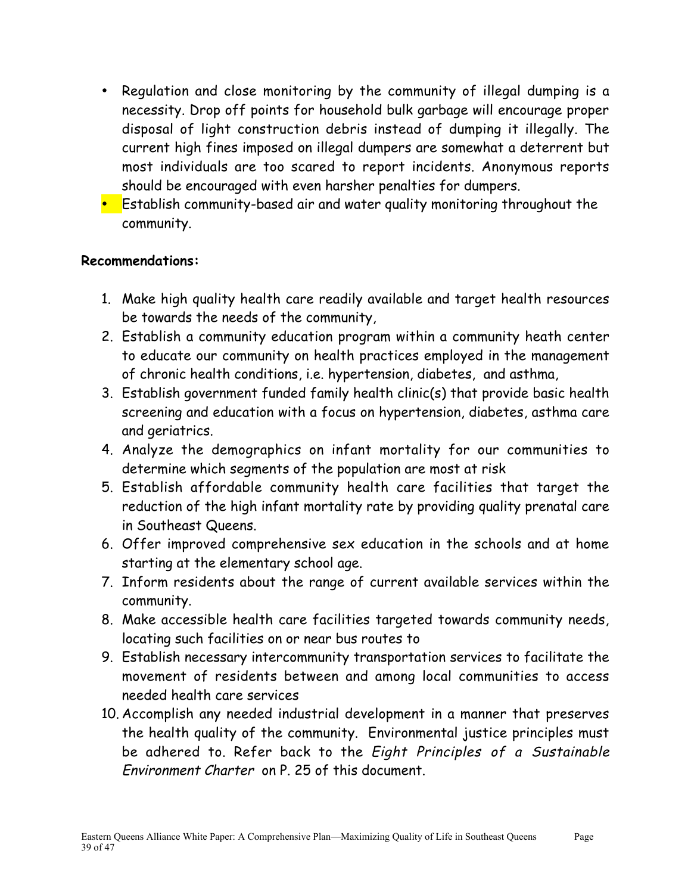- Regulation and close monitoring by the community of illegal dumping is a necessity. Drop off points for household bulk garbage will encourage proper disposal of light construction debris instead of dumping it illegally. The current high fines imposed on illegal dumpers are somewhat a deterrent but most individuals are too scared to report incidents. Anonymous reports should be encouraged with even harsher penalties for dumpers.
- Establish community-based air and water quality monitoring throughout the community.

**Recommendations:**

1. Make high quality health care readily available and target health resources be towards the needs of the community,
2. Establish a community education program within a community heath center to educate our community on health practices employed in the management of chronic health conditions, i.e. hypertension, diabetes, and asthma,
3. Establish government funded family health clinic(s) that provide basic health screening and education with a focus on hypertension, diabetes, asthma care and geriatrics.
4. Analyze the demographics on infant mortality for our communities to determine which segments of the population are most at risk
5. Establish affordable community health care facilities that target the reduction of the high infant mortality rate by providing quality prenatal care in Southeast Queens.
6. Offer improved comprehensive sex education in the schools and at home starting at the elementary school age.
7. Inform residents about the range of current available services within the community.
8. Make accessible health care facilities targeted towards community needs, locating such facilities on or near bus routes to
9. Establish necessary intercommunity transportation services to facilitate the movement of residents between and among local communities to access needed health care services
10. Accomplish any needed industrial development in a manner that preserves the health quality of the community. Environmental justice principles must be adhered to. Refer back to the *Eight Principles of a Sustainable Environment Charter* on P. 25 of this document.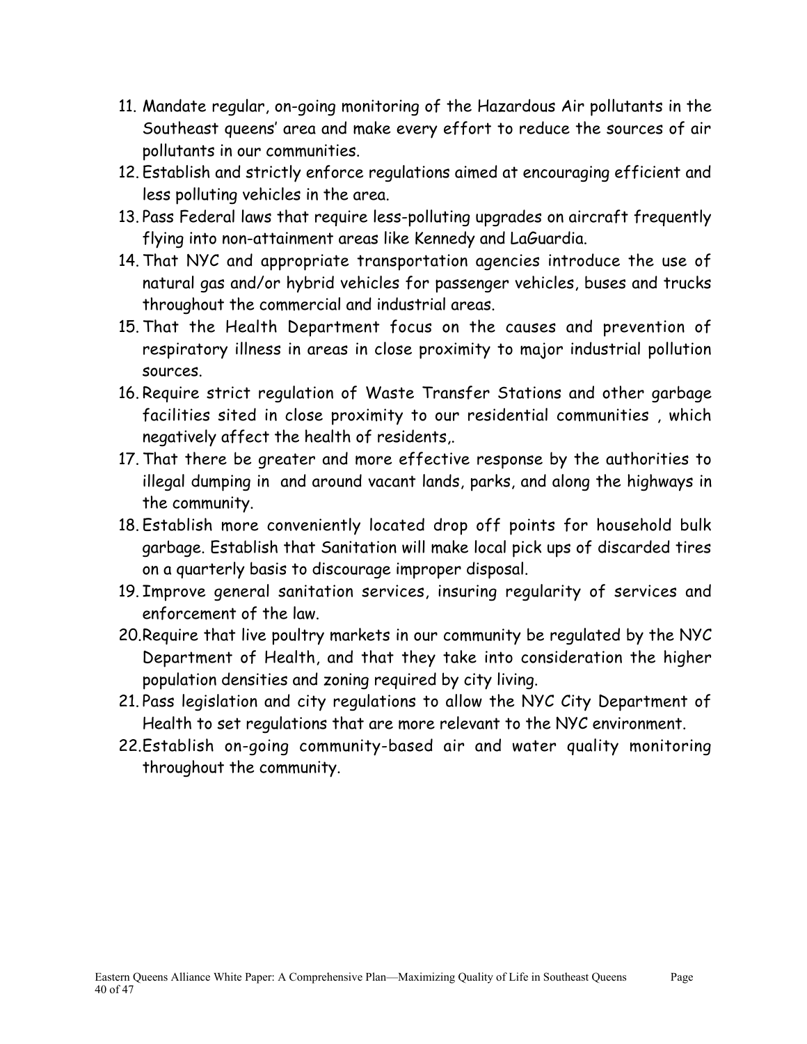11. Mandate regular, on-going monitoring of the Hazardous Air pollutants in the Southeast queens' area and make every effort to reduce the sources of air pollutants in our communities.
12. Establish and strictly enforce regulations aimed at encouraging efficient and less polluting vehicles in the area.
13. Pass Federal laws that require less-polluting upgrades on aircraft frequently flying into non-attainment areas like Kennedy and LaGuardia.
14. That NYC and appropriate transportation agencies introduce the use of natural gas and/or hybrid vehicles for passenger vehicles, buses and trucks throughout the commercial and industrial areas.
15. That the Health Department focus on the causes and prevention of respiratory illness in areas in close proximity to major industrial pollution sources.
16. Require strict regulation of Waste Transfer Stations and other garbage facilities sited in close proximity to our residential communities , which negatively affect the health of residents,.
17. That there be greater and more effective response by the authorities to illegal dumping in and around vacant lands, parks, and along the highways in the community.
18. Establish more conveniently located drop off points for household bulk garbage. Establish that Sanitation will make local pick ups of discarded tires on a quarterly basis to discourage improper disposal.
19. Improve general sanitation services, insuring regularity of services and enforcement of the law.
20. Require that live poultry markets in our community be regulated by the NYC Department of Health, and that they take into consideration the higher population densities and zoning required by city living.
21. Pass legislation and city regulations to allow the NYC City Department of Health to set regulations that are more relevant to the NYC environment.
22. Establish on-going community-based air and water quality monitoring throughout the community.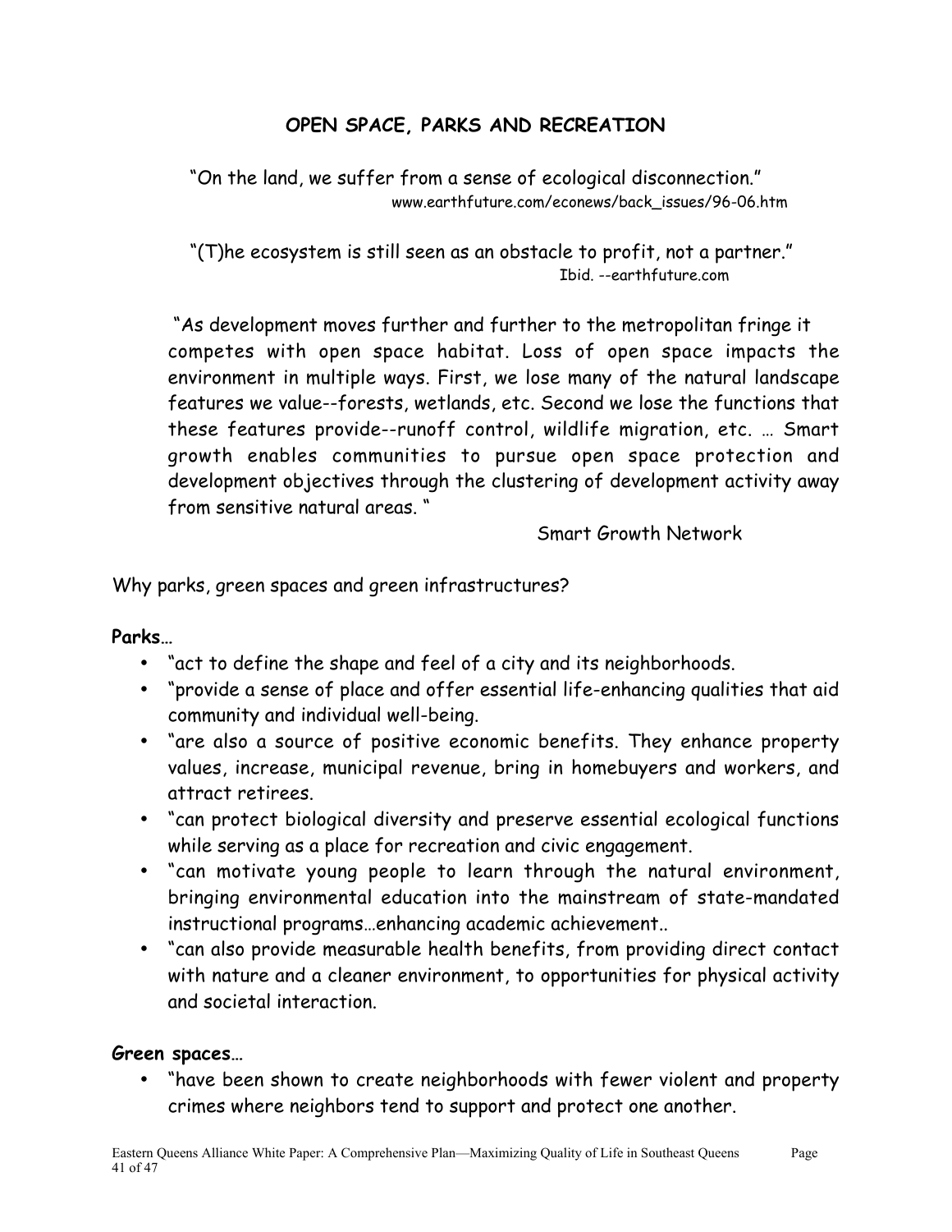## OPEN SPACE, PARKS AND RECREATION

"On the land, we suffer from a sense of ecological disconnection."
www.earthfuture.com/econews/back_issues/96-06.htm

"(T)he ecosystem is still seen as an obstacle to profit, not a partner."
Ibid. --earthfuture.com

"As development moves further and further to the metropolitan fringe it competes with open space habitat. Loss of open space impacts the environment in multiple ways. First, we lose many of the natural landscape features we value--forests, wetlands, etc. Second we lose the functions that these features provide--runoff control, wildlife migration, etc. … Smart growth enables communities to pursue open space protection and development objectives through the clustering of development activity away from sensitive natural areas. "
Smart Growth Network

Why parks, green spaces and green infrastructures?

**Parks…**

- "act to define the shape and feel of a city and its neighborhoods.
- "provide a sense of place and offer essential life-enhancing qualities that aid community and individual well-being.
- "are also a source of positive economic benefits. They enhance property values, increase, municipal revenue, bring in homebuyers and workers, and attract retirees.
- "can protect biological diversity and preserve essential ecological functions while serving as a place for recreation and civic engagement.
- "can motivate young people to learn through the natural environment, bringing environmental education into the mainstream of state-mandated instructional programs…enhancing academic achievement..
- "can also provide measurable health benefits, from providing direct contact with nature and a cleaner environment, to opportunities for physical activity and societal interaction.

**Green spaces…**

- "have been shown to create neighborhoods with fewer violent and property crimes where neighbors tend to support and protect one another.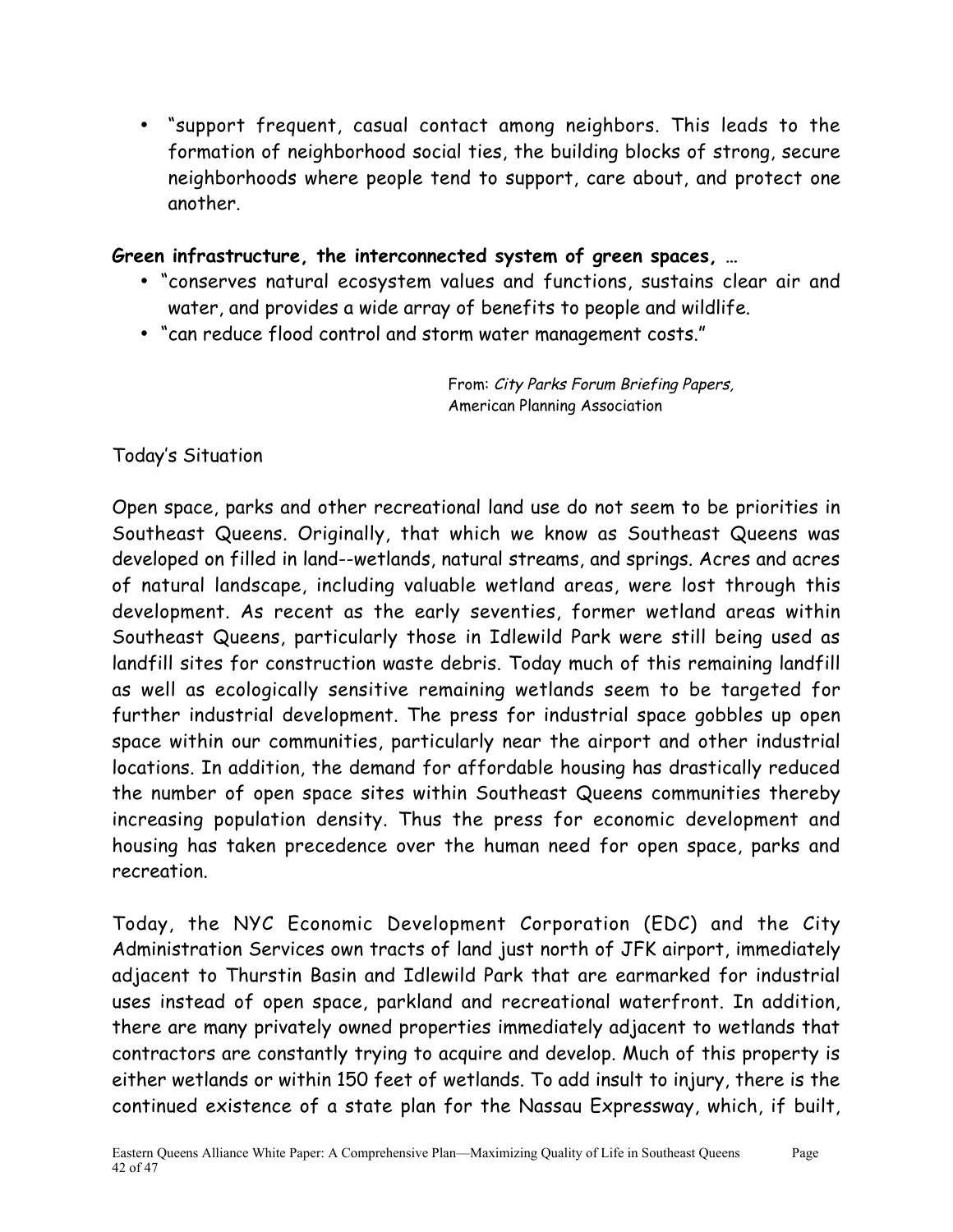- "support frequent, casual contact among neighbors. This leads to the formation of neighborhood social ties, the building blocks of strong, secure neighborhoods where people tend to support, care about, and protect one another.

**Green infrastructure, the interconnected system of green spaces, …**

- "conserves natural ecosystem values and functions, sustains clear air and water, and provides a wide array of benefits to people and wildlife.
- "can reduce flood control and storm water management costs."

From: *City Parks Forum Briefing Papers,*
American Planning Association

Today's Situation

Open space, parks and other recreational land use do not seem to be priorities in Southeast Queens. Originally, that which we know as Southeast Queens was developed on filled in land--wetlands, natural streams, and springs. Acres and acres of natural landscape, including valuable wetland areas, were lost through this development. As recent as the early seventies, former wetland areas within Southeast Queens, particularly those in Idlewild Park were still being used as landfill sites for construction waste debris. Today much of this remaining landfill as well as ecologically sensitive remaining wetlands seem to be targeted for further industrial development. The press for industrial space gobbles up open space within our communities, particularly near the airport and other industrial locations. In addition, the demand for affordable housing has drastically reduced the number of open space sites within Southeast Queens communities thereby increasing population density. Thus the press for economic development and housing has taken precedence over the human need for open space, parks and recreation.

Today, the NYC Economic Development Corporation (EDC) and the City Administration Services own tracts of land just north of JFK airport, immediately adjacent to Thurstin Basin and Idlewild Park that are earmarked for industrial uses instead of open space, parkland and recreational waterfront. In addition, there are many privately owned properties immediately adjacent to wetlands that contractors are constantly trying to acquire and develop. Much of this property is either wetlands or within 150 feet of wetlands. To add insult to injury, there is the continued existence of a state plan for the Nassau Expressway, which, if built,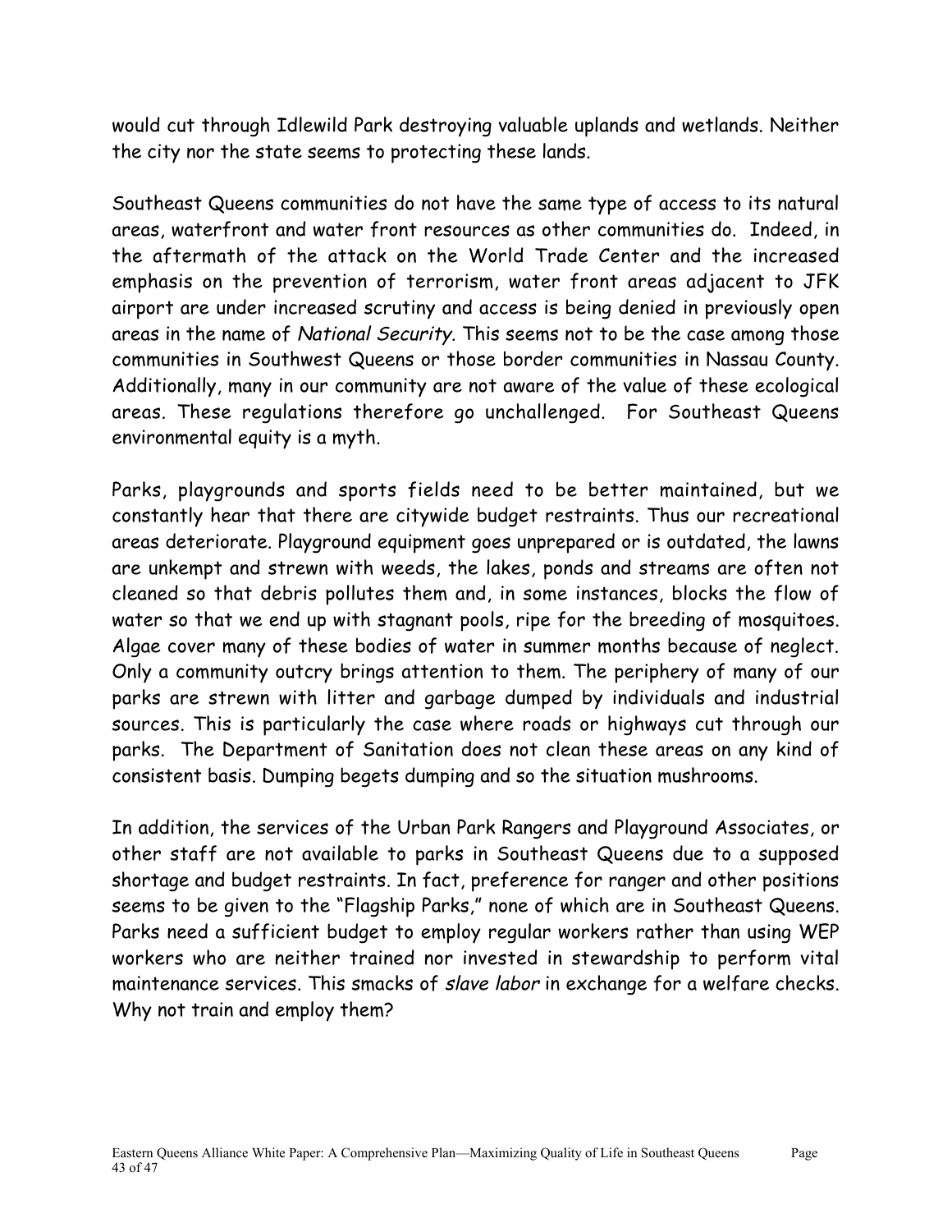would cut through Idlewild Park destroying valuable uplands and wetlands. Neither the city nor the state seems to protecting these lands.

Southeast Queens communities do not have the same type of access to its natural areas, waterfront and water front resources as other communities do. Indeed, in the aftermath of the attack on the World Trade Center and the increased emphasis on the prevention of terrorism, water front areas adjacent to JFK airport are under increased scrutiny and access is being denied in previously open areas in the name of *National Security.* This seems not to be the case among those communities in Southwest Queens or those border communities in Nassau County. Additionally, many in our community are not aware of the value of these ecological areas. These regulations therefore go unchallenged. For Southeast Queens environmental equity is a myth.

Parks, playgrounds and sports fields need to be better maintained, but we constantly hear that there are citywide budget restraints. Thus our recreational areas deteriorate. Playground equipment goes unprepared or is outdated, the lawns are unkempt and strewn with weeds, the lakes, ponds and streams are often not cleaned so that debris pollutes them and, in some instances, blocks the flow of water so that we end up with stagnant pools, ripe for the breeding of mosquitoes. Algae cover many of these bodies of water in summer months because of neglect. Only a community outcry brings attention to them. The periphery of many of our parks are strewn with litter and garbage dumped by individuals and industrial sources. This is particularly the case where roads or highways cut through our parks. The Department of Sanitation does not clean these areas on any kind of consistent basis. Dumping begets dumping and so the situation mushrooms.

In addition, the services of the Urban Park Rangers and Playground Associates, or other staff are not available to parks in Southeast Queens due to a supposed shortage and budget restraints. In fact, preference for ranger and other positions seems to be given to the "Flagship Parks," none of which are in Southeast Queens. Parks need a sufficient budget to employ regular workers rather than using WEP workers who are neither trained nor invested in stewardship to perform vital maintenance services. This smacks of *slave labor* in exchange for a welfare checks. Why not train and employ them?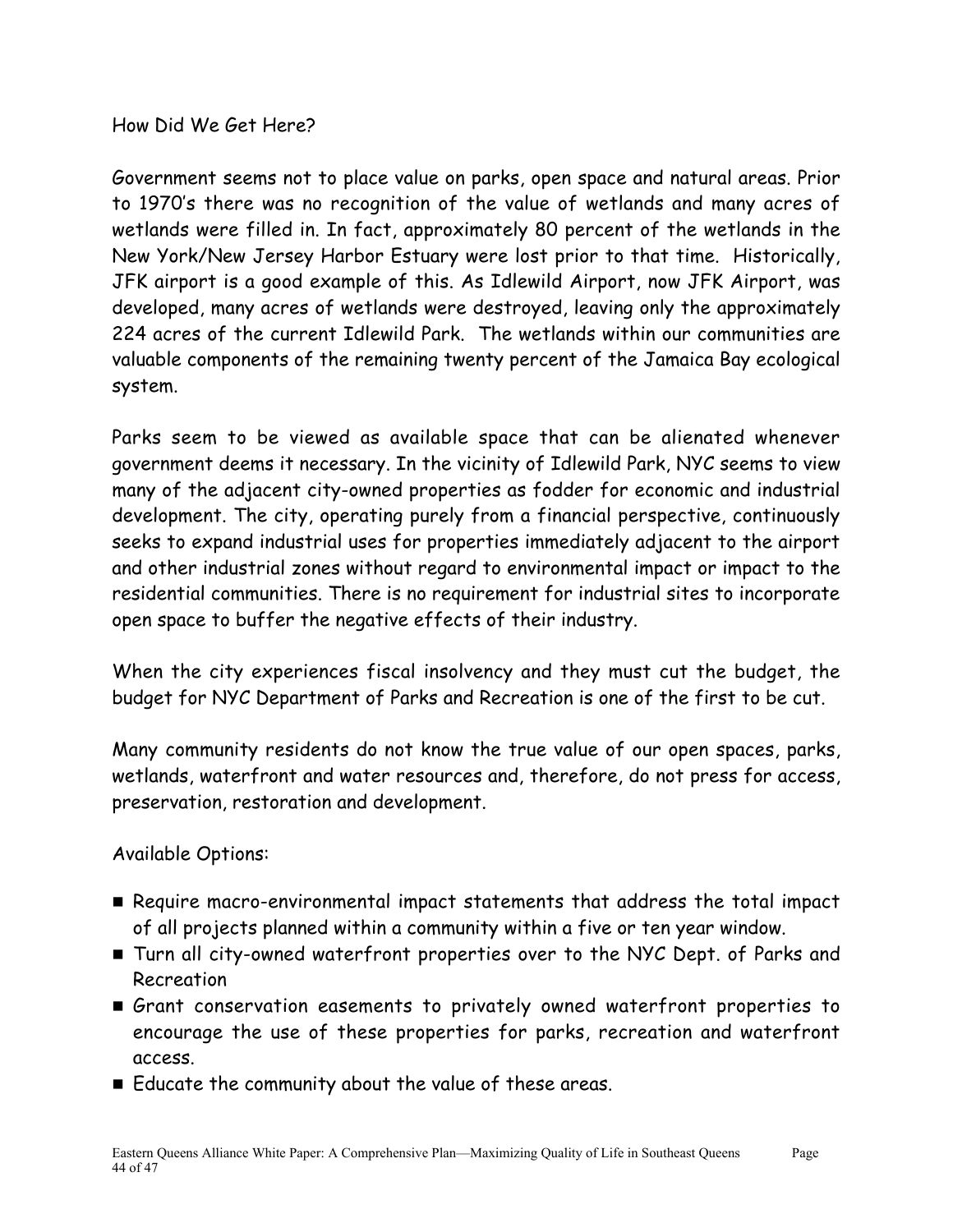## How Did We Get Here?

Government seems not to place value on parks, open space and natural areas. Prior to 1970's there was no recognition of the value of wetlands and many acres of wetlands were filled in. In fact, approximately 80 percent of the wetlands in the New York/New Jersey Harbor Estuary were lost prior to that time. Historically, JFK airport is a good example of this. As Idlewild Airport, now JFK Airport, was developed, many acres of wetlands were destroyed, leaving only the approximately 224 acres of the current Idlewild Park. The wetlands within our communities are valuable components of the remaining twenty percent of the Jamaica Bay ecological system.

Parks seem to be viewed as available space that can be alienated whenever government deems it necessary. In the vicinity of Idlewild Park, NYC seems to view many of the adjacent city-owned properties as fodder for economic and industrial development. The city, operating purely from a financial perspective, continuously seeks to expand industrial uses for properties immediately adjacent to the airport and other industrial zones without regard to environmental impact or impact to the residential communities. There is no requirement for industrial sites to incorporate open space to buffer the negative effects of their industry.

When the city experiences fiscal insolvency and they must cut the budget, the budget for NYC Department of Parks and Recreation is one of the first to be cut.

Many community residents do not know the true value of our open spaces, parks, wetlands, waterfront and water resources and, therefore, do not press for access, preservation, restoration and development.

## Available Options:

- Require macro-environmental impact statements that address the total impact of all projects planned within a community within a five or ten year window.
- Turn all city-owned waterfront properties over to the NYC Dept. of Parks and Recreation
- Grant conservation easements to privately owned waterfront properties to encourage the use of these properties for parks, recreation and waterfront access.
- Educate the community about the value of these areas.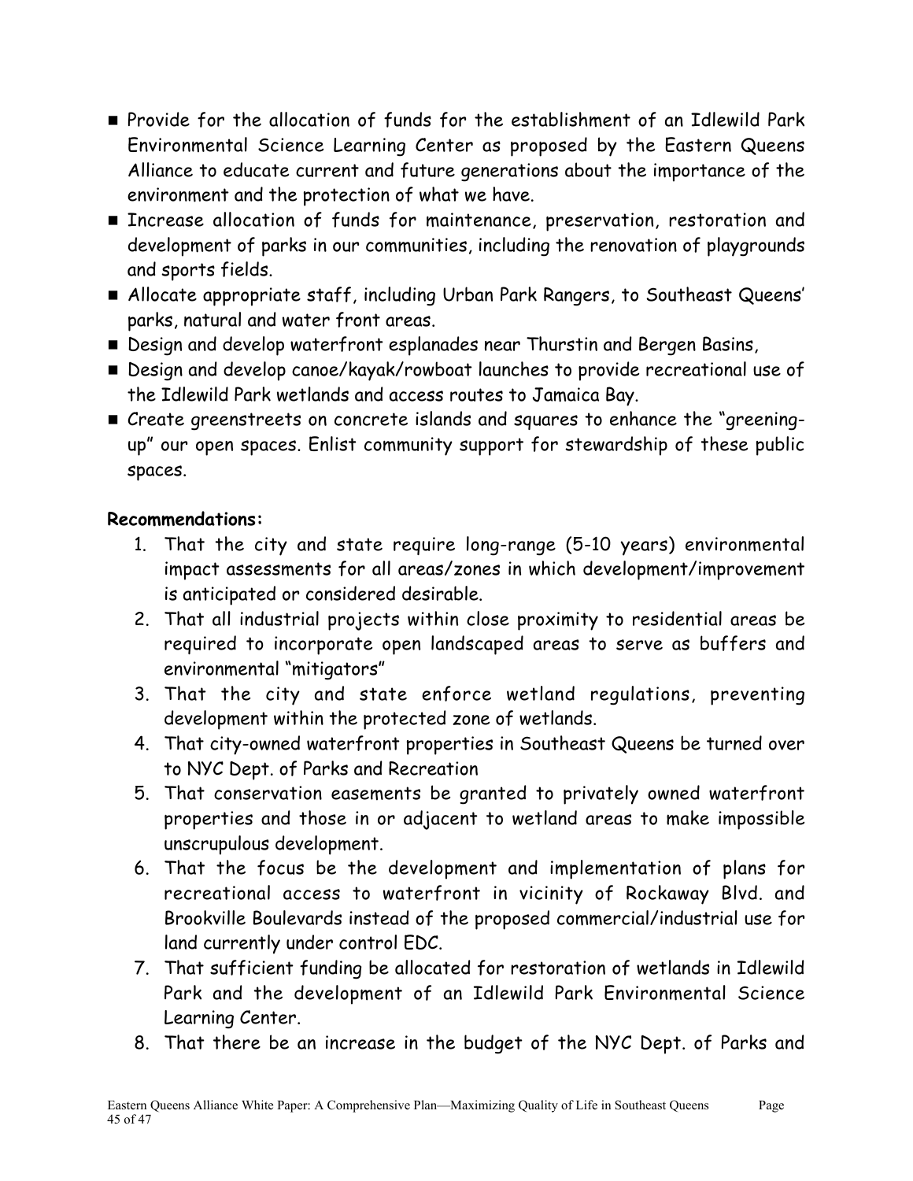- Provide for the allocation of funds for the establishment of an Idlewild Park Environmental Science Learning Center as proposed by the Eastern Queens Alliance to educate current and future generations about the importance of the environment and the protection of what we have.
- Increase allocation of funds for maintenance, preservation, restoration and development of parks in our communities, including the renovation of playgrounds and sports fields.
- Allocate appropriate staff, including Urban Park Rangers, to Southeast Queens' parks, natural and water front areas.
- Design and develop waterfront esplanades near Thurstin and Bergen Basins,
- Design and develop canoe/kayak/rowboat launches to provide recreational use of the Idlewild Park wetlands and access routes to Jamaica Bay.
- Create greenstreets on concrete islands and squares to enhance the "greening-up" our open spaces. Enlist community support for stewardship of these public spaces.

**Recommendations:**

1. That the city and state require long-range (5-10 years) environmental impact assessments for all areas/zones in which development/improvement is anticipated or considered desirable.
2. That all industrial projects within close proximity to residential areas be required to incorporate open landscaped areas to serve as buffers and environmental "mitigators"
3. That the city and state enforce wetland regulations, preventing development within the protected zone of wetlands.
4. That city-owned waterfront properties in Southeast Queens be turned over to NYC Dept. of Parks and Recreation
5. That conservation easements be granted to privately owned waterfront properties and those in or adjacent to wetland areas to make impossible unscrupulous development.
6. That the focus be the development and implementation of plans for recreational access to waterfront in vicinity of Rockaway Blvd. and Brookville Boulevards instead of the proposed commercial/industrial use for land currently under control EDC.
7. That sufficient funding be allocated for restoration of wetlands in Idlewild Park and the development of an Idlewild Park Environmental Science Learning Center.
8. That there be an increase in the budget of the NYC Dept. of Parks and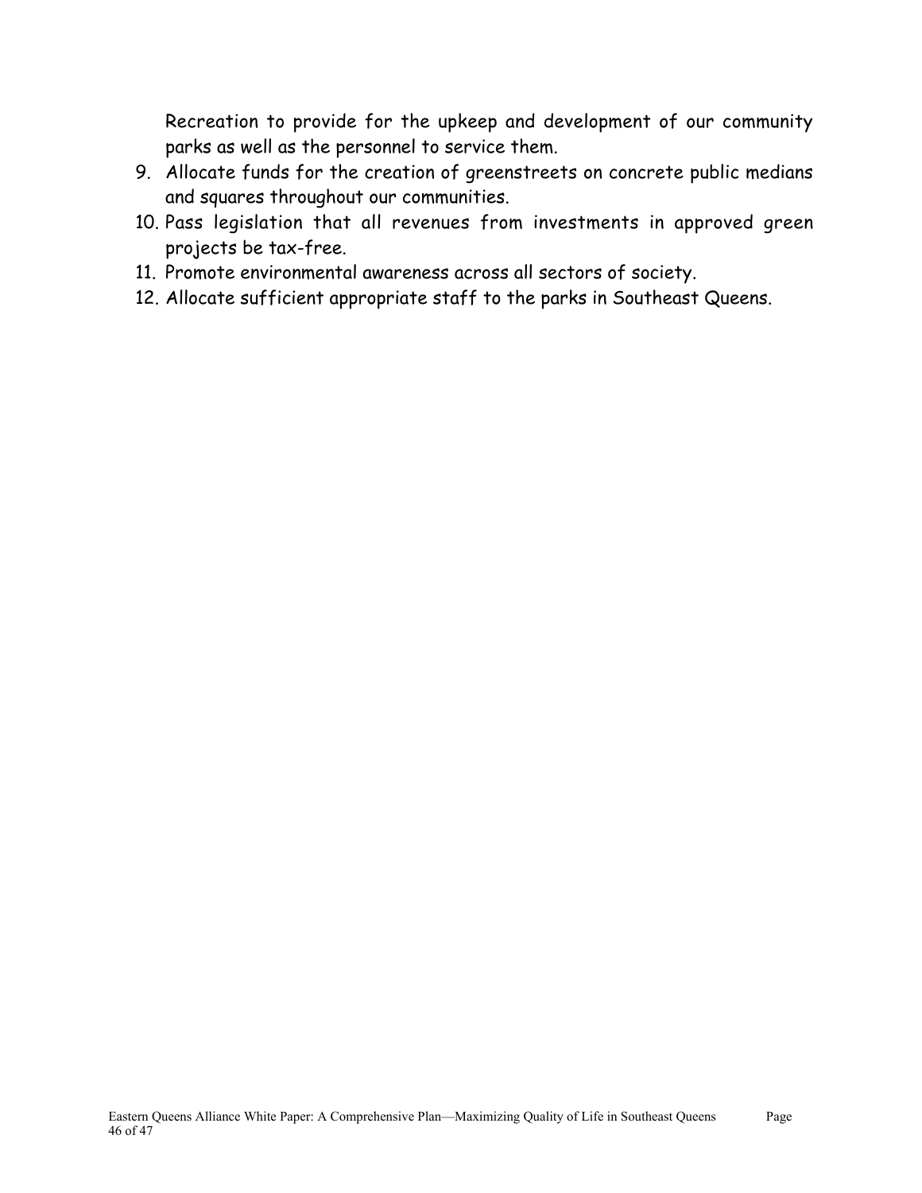Recreation to provide for the upkeep and development of our community parks as well as the personnel to service them.

9. Allocate funds for the creation of greenstreets on concrete public medians and squares throughout our communities.
10. Pass legislation that all revenues from investments in approved green projects be tax-free.
11. Promote environmental awareness across all sectors of society.
12. Allocate sufficient appropriate staff to the parks in Southeast Queens.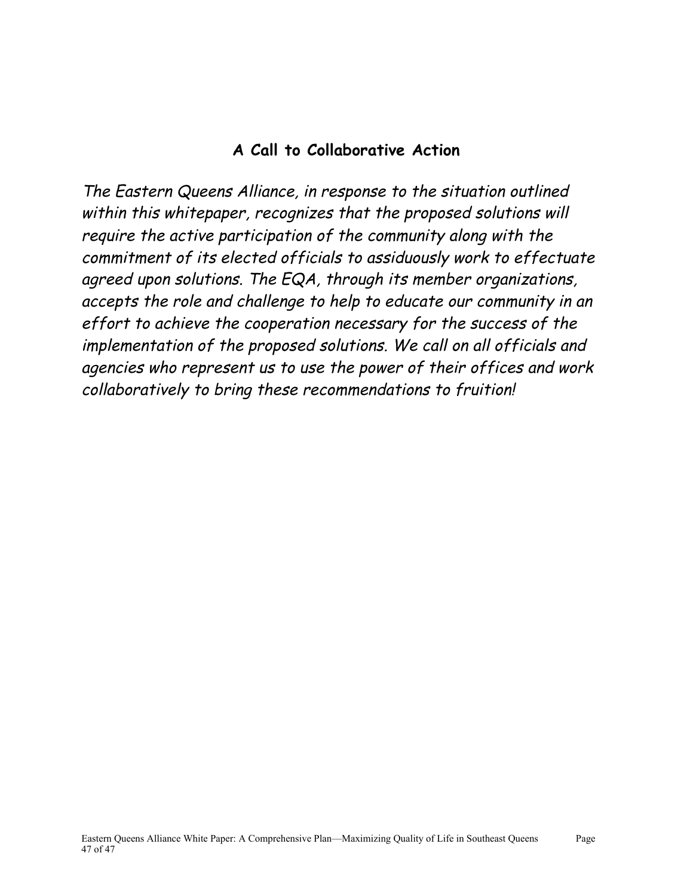## A Call to Collaborative Action

*The Eastern Queens Alliance, in response to the situation outlined within this whitepaper, recognizes that the proposed solutions will require the active participation of the community along with the commitment of its elected officials to assiduously work to effectuate agreed upon solutions. The EQA, through its member organizations, accepts the role and challenge to help to educate our community in an effort to achieve the cooperation necessary for the success of the implementation of the proposed solutions. We call on all officials and agencies who represent us to use the power of their offices and work collaboratively to bring these recommendations to fruition!*